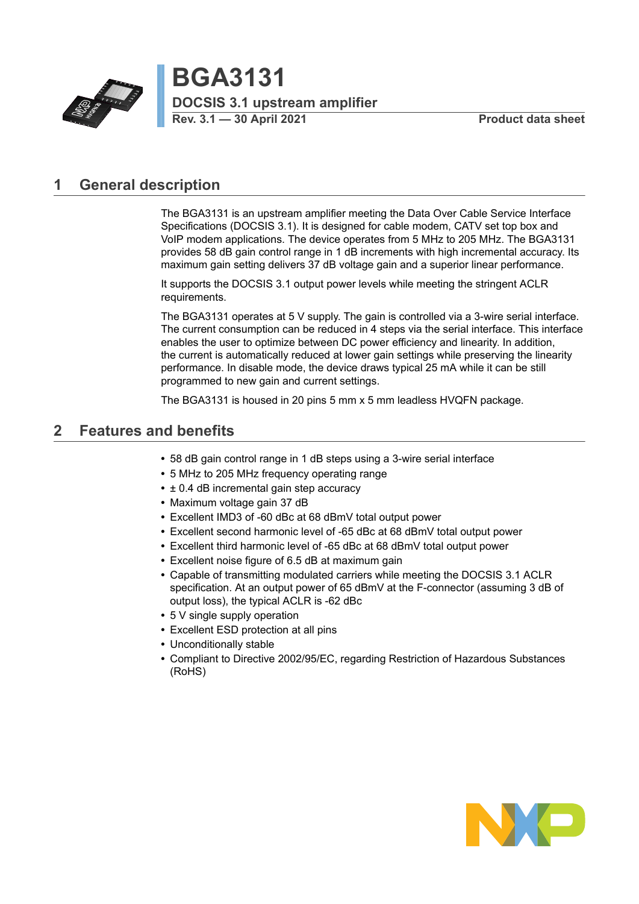# BGA3131

**DOCSIS 3.1 upstream amplifier**

**Rev. 3.1 — 30 April 2021** **Product data sheet**

## 1 General description

The BGA3131 is an upstream amplifier meeting the Data Over Cable Service Interface Specifications (DOCSIS 3.1). It is designed for cable modem, CATV set top box and VoIP modem applications. The device operates from 5 MHz to 205 MHz. The BGA3131 provides 58 dB gain control range in 1 dB increments with high incremental accuracy. Its maximum gain setting delivers 37 dB voltage gain and a superior linear performance.

It supports the DOCSIS 3.1 output power levels while meeting the stringent ACLR requirements.

The BGA3131 operates at 5 V supply. The gain is controlled via a 3-wire serial interface. The current consumption can be reduced in 4 steps via the serial interface. This interface enables the user to optimize between DC power efficiency and linearity. In addition, the current is automatically reduced at lower gain settings while preserving the linearity performance. In disable mode, the device draws typical 25 mA while it can be still programmed to new gain and current settings.

The BGA3131 is housed in 20 pins 5 mm x 5 mm leadless HVQFN package.

## 2 Features and benefits

- 58 dB gain control range in 1 dB steps using a 3-wire serial interface
- 5 MHz to 205 MHz frequency operating range
- ± 0.4 dB incremental gain step accuracy
- Maximum voltage gain 37 dB
- Excellent IMD3 of -60 dBc at 68 dBmV total output power
- Excellent second harmonic level of -65 dBc at 68 dBmV total output power
- Excellent third harmonic level of -65 dBc at 68 dBmV total output power
- Excellent noise figure of 6.5 dB at maximum gain
- Capable of transmitting modulated carriers while meeting the DOCSIS 3.1 ACLR specification. At an output power of 65 dBmV at the F-connector (assuming 3 dB of output loss), the typical ACLR is -62 dBc
- 5 V single supply operation
- Excellent ESD protection at all pins
- Unconditionally stable
- Compliant to Directive 2002/95/EC, regarding Restriction of Hazardous Substances (RoHS)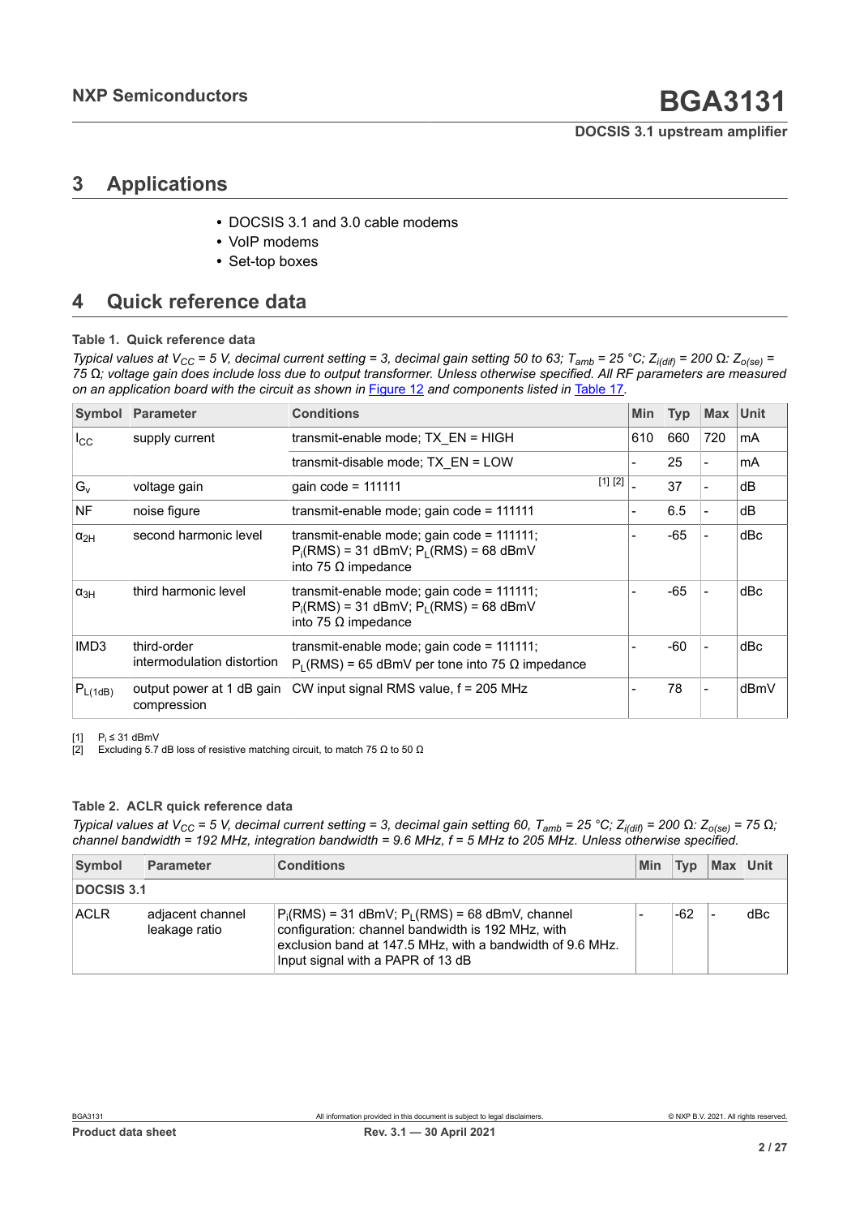## 3 Applications

- DOCSIS 3.1 and 3.0 cable modems
- VoIP modems
- Set-top boxes

## 4 Quick reference data

**Table 1. Quick reference data**

*Typical values at $V_{CC}$ = 5 V, decimal current setting = 3, decimal gain setting 50 to 63; $T_{amb}$ = 25 °C; $Z_{i(dif)}$ = 200 Ω: $Z_{o(se)}$ = 75 Ω; voltage gain does include loss due to output transformer. Unless otherwise specified. All RF parameters are measured on an application board with the circuit as shown in Figure 12 and components listed in Table 17.*

| Symbol | Parameter | Conditions | Min | Typ | Max | Unit |
|---|---|---|---|---|---|---|
| $I_{CC}$ | supply current | transmit-enable mode; TX_EN = HIGH | 610 | 660 | 720 | mA |
| | | transmit-disable mode; TX_EN = LOW | - | 25 | - | mA |
| $G_v$ | voltage gain | gain code = 111111 [1] [2] | - | 37 | - | dB |
| NF | noise figure | transmit-enable mode; gain code = 111111 | - | 6.5 | - | dB |
| $\alpha_{2H}$ | second harmonic level | transmit-enable mode; gain code = 111111; $P_i$(RMS) = 31 dBmV; $P_L$(RMS) = 68 dBmV into 75 Ω impedance | - | -65 | - | dBc |
| $\alpha_{3H}$ | third harmonic level | transmit-enable mode; gain code = 111111; $P_i$(RMS) = 31 dBmV; $P_L$(RMS) = 68 dBmV into 75 Ω impedance | - | -65 | - | dBc |
| IMD3 | third-order intermodulation distortion | transmit-enable mode; gain code = 111111; $P_L$(RMS) = 65 dBmV per tone into 75 Ω impedance | - | -60 | - | dBc |
| $P_{L(1dB)}$ | output power at 1 dB gain compression | CW input signal RMS value, f = 205 MHz | - | 78 | - | dBmV |

[1] $P_i \leq 31$ dBmV

[2] Excluding 5.7 dB loss of resistive matching circuit, to match 75 Ω to 50 Ω

**Table 2. ACLR quick reference data**

*Typical values at $V_{CC}$ = 5 V, decimal current setting = 3, decimal gain setting 60, $T_{amb}$ = 25 °C; $Z_{i(dif)}$ = 200 Ω: $Z_{o(se)}$ = 75 Ω; channel bandwidth = 192 MHz, integration bandwidth = 9.6 MHz, f = 5 MHz to 205 MHz. Unless otherwise specified.*

| Symbol | Parameter | Conditions | Min | Typ | Max | Unit |
|---|---|---|---|---|---|---|
| **DOCSIS 3.1** | | | | | | |
| ACLR | adjacent channel leakage ratio | $P_i$(RMS) = 31 dBmV; $P_L$(RMS) = 68 dBmV, channel configuration: channel bandwidth is 192 MHz, with exclusion band at 147.5 MHz, with a bandwidth of 9.6 MHz. Input signal with a PAPR of 13 dB | - | -62 | - | dBc |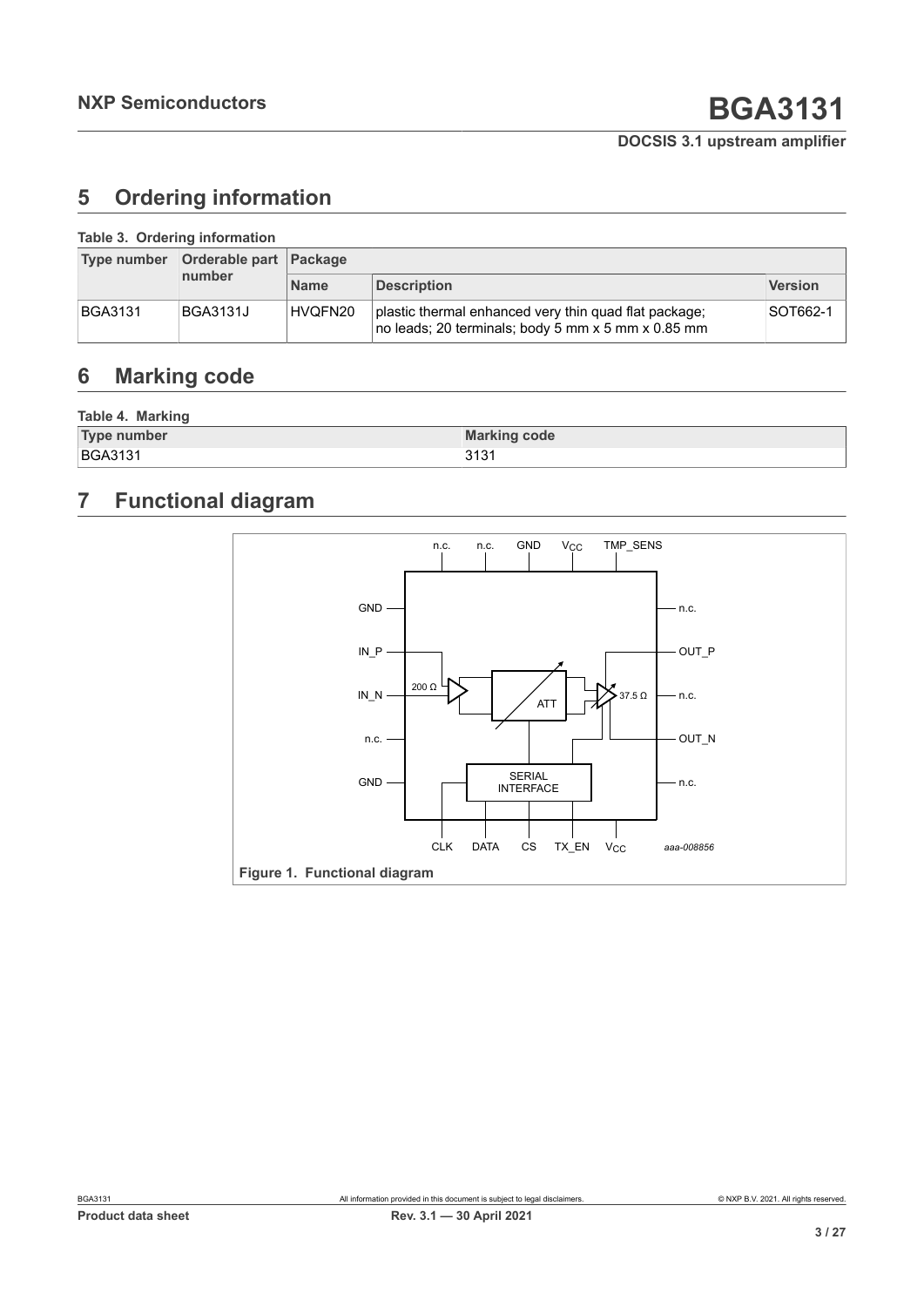## 5 Ordering information

**Table 3. Ordering information**

| Type number | Orderable part number | Package | | |
|---|---|---|---|---|
| | | Name | Description | Version |
| BGA3131 | BGA3131J | HVQFN20 | plastic thermal enhanced very thin quad flat package; no leads; 20 terminals; body 5 mm x 5 mm x 0.85 mm | SOT662-1 |

## 6 Marking code

**Table 4. Marking**

| Type number | Marking code |
|---|---|
| BGA3131 | 3131 |

## 7 Functional diagram

**Figure 1. Functional diagram**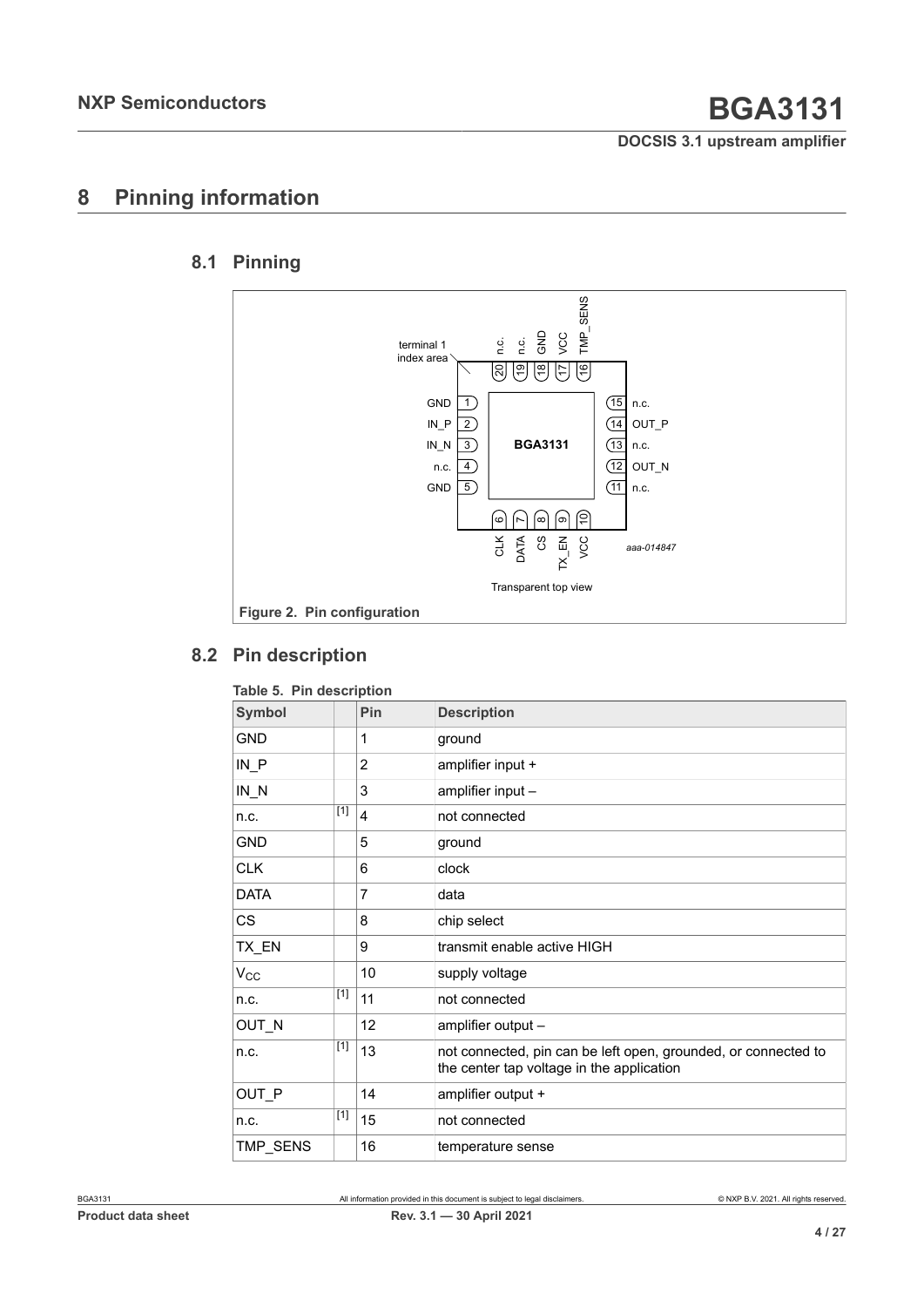# 8 Pinning information

## 8.1 Pinning

Figure 2. Pin configuration

## 8.2 Pin description

Table 5. Pin description

| Symbol | | Pin | Description |
|---|---|---|---|
| GND | | 1 | ground |
| IN_P | | 2 | amplifier input + |
| IN_N | | 3 | amplifier input – |
| n.c. | [1] | 4 | not connected |
| GND | | 5 | ground |
| CLK | | 6 | clock |
| DATA | | 7 | data |
| CS | | 8 | chip select |
| TX_EN | | 9 | transmit enable active HIGH |
| $V_{CC}$ | | 10 | supply voltage |
| n.c. | [1] | 11 | not connected |
| OUT_N | | 12 | amplifier output – |
| n.c. | [1] | 13 | not connected, pin can be left open, grounded, or connected to the center tap voltage in the application |
| OUT_P | | 14 | amplifier output + |
| n.c. | [1] | 15 | not connected |
| TMP_SENS | | 16 | temperature sense |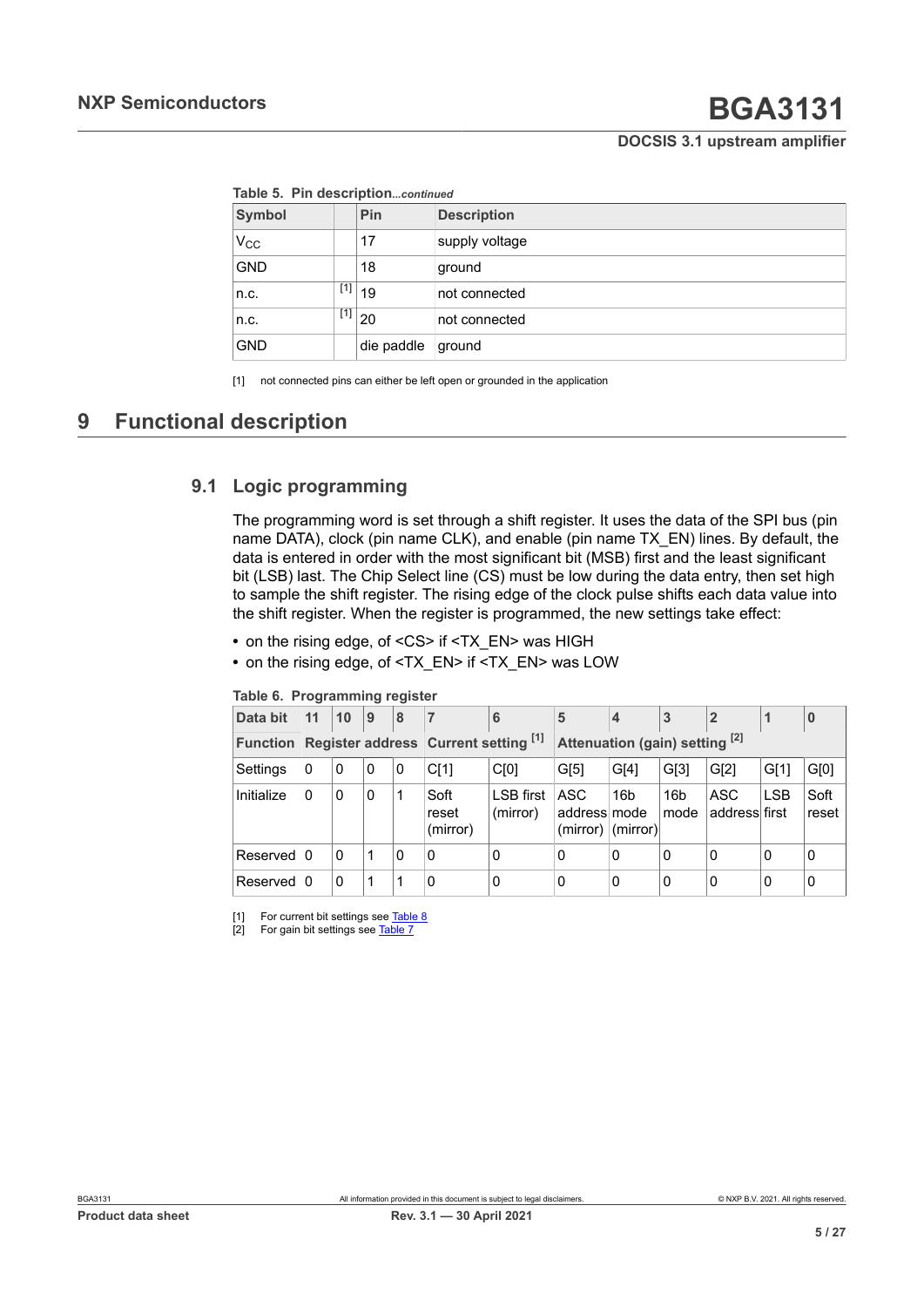Table 5. Pin description...*continued*

| Symbol | | Pin | Description |
|---|---|---|---|
| $V_{CC}$ | | 17 | supply voltage |
| GND | | 18 | ground |
| n.c. | [1] | 19 | not connected |
| n.c. | [1] | 20 | not connected |
| GND | | die paddle | ground |

[1] not connected pins can either be left open or grounded in the application

# 9 Functional description

## 9.1 Logic programming

The programming word is set through a shift register. It uses the data of the SPI bus (pin name DATA), clock (pin name CLK), and enable (pin name TX_EN) lines. By default, the data is entered in order with the most significant bit (MSB) first and the least significant bit (LSB) last. The Chip Select line (CS) must be low during the data entry, then set high to sample the shift register. The rising edge of the clock pulse shifts each data value into the shift register. When the register is programmed, the new settings take effect:

- on the rising edge, of <CS> if <TX_EN> was HIGH
- on the rising edge, of <TX_EN> if <TX_EN> was LOW

Table 6. Programming register

| Data bit | 11 | 10 | 9 | 8 | 7 | 6 | 5 | 4 | 3 | 2 | 1 | 0 |
|---|---|---|---|---|---|---|---|---|---|---|---|---|
| Function | Register address | | | | Current setting [1] | | Attenuation (gain) setting [2] | | | | | |
| Settings | 0 | 0 | 0 | 0 | C[1] | C[0] | G[5] | G[4] | G[3] | G[2] | G[1] | G[0] |
| Initialize | 0 | 0 | 0 | 1 | Soft reset (mirror) | LSB first (mirror) | ASC address (mirror) | 16b mode (mirror) | 16b mode | ASC address | LSB first | Soft reset |
| Reserved | 0 | 0 | 1 | 0 | 0 | 0 | 0 | 0 | 0 | 0 | 0 | 0 |
| Reserved | 0 | 0 | 1 | 1 | 0 | 0 | 0 | 0 | 0 | 0 | 0 | 0 |

[1] For current bit settings see Table 8

[2] For gain bit settings see Table 7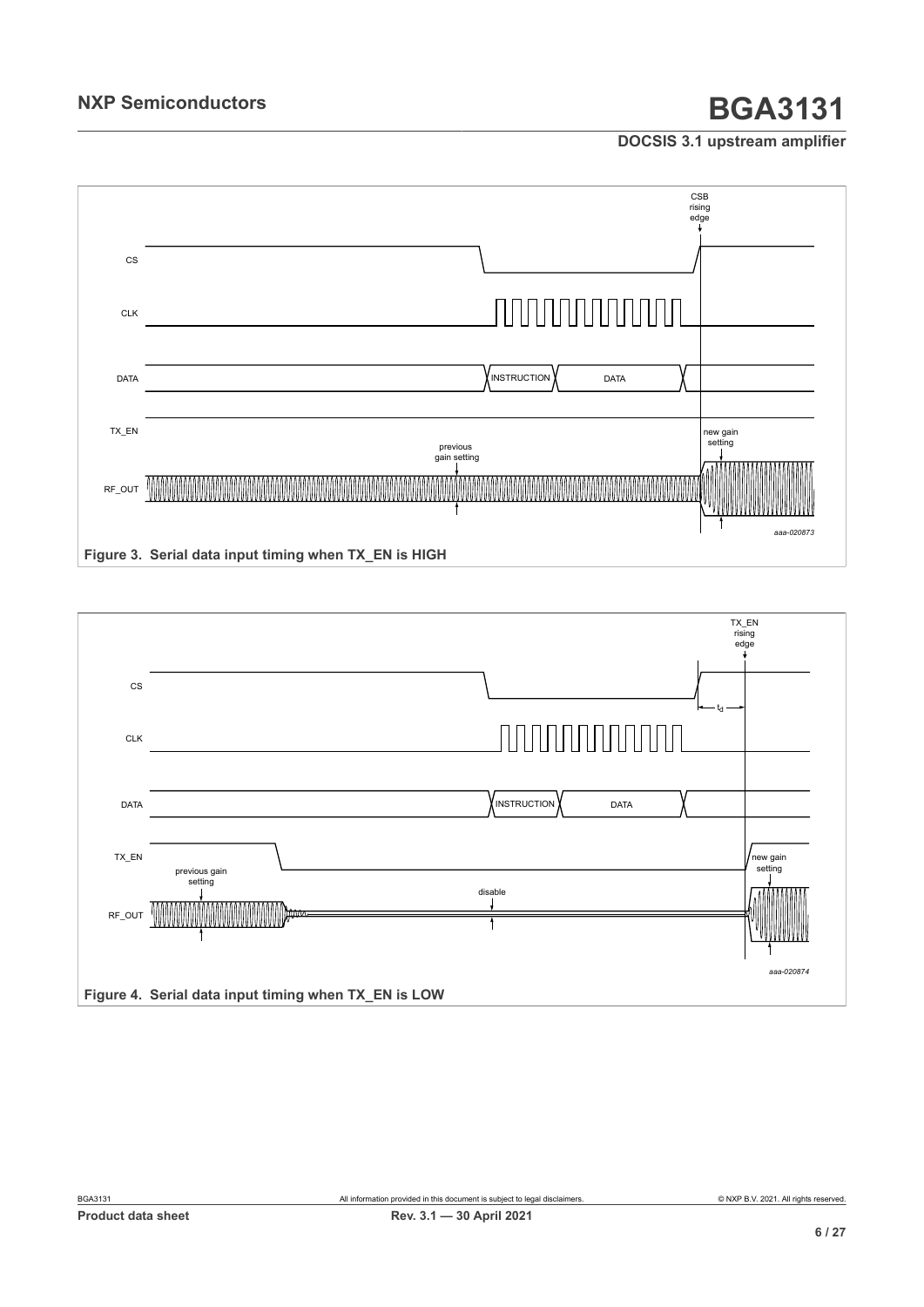**Figure 3. Serial data input timing when TX_EN is HIGH**

**Figure 4. Serial data input timing when TX_EN is LOW**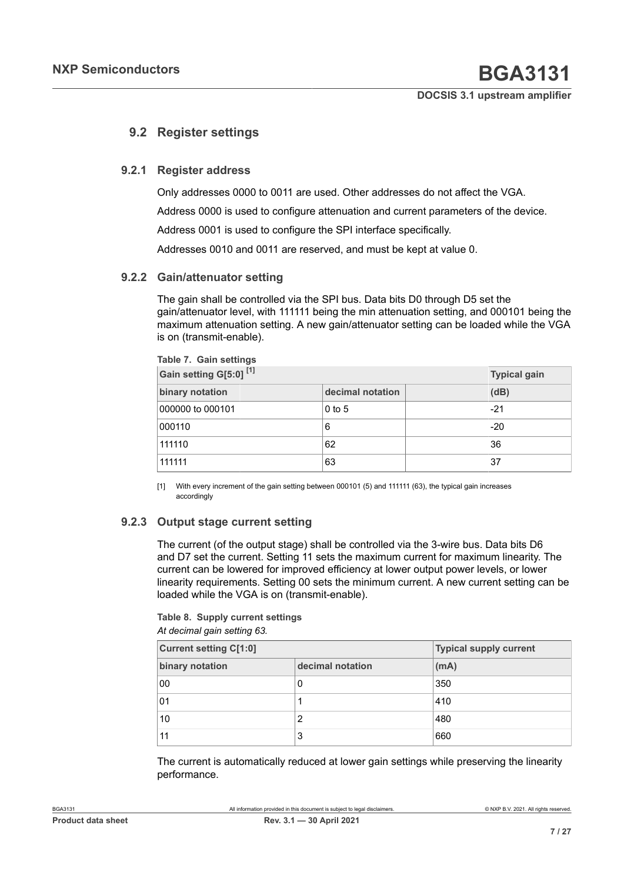## 9.2 Register settings

### 9.2.1 Register address

Only addresses 0000 to 0011 are used. Other addresses do not affect the VGA.

Address 0000 is used to configure attenuation and current parameters of the device.

Address 0001 is used to configure the SPI interface specifically.

Addresses 0010 and 0011 are reserved, and must be kept at value 0.

### 9.2.2 Gain/attenuator setting

The gain shall be controlled via the SPI bus. Data bits D0 through D5 set the gain/attenuator level, with 111111 being the min attenuation setting, and 000101 being the maximum attenuation setting. A new gain/attenuator setting can be loaded while the VGA is on (transmit-enable).

**Table 7. Gain settings**

| Gain setting G[5:0] [1] | | Typical gain |
|---|---|---|
| binary notation | decimal notation | (dB) |
| 000000 to 000101 | 0 to 5 | -21 |
| 000110 | 6 | -20 |
| 111110 | 62 | 36 |
| 111111 | 63 | 37 |

[1] With every increment of the gain setting between 000101 (5) and 111111 (63), the typical gain increases accordingly

### 9.2.3 Output stage current setting

The current (of the output stage) shall be controlled via the 3-wire bus. Data bits D6 and D7 set the current. Setting 11 sets the maximum current for maximum linearity. The current can be lowered for improved efficiency at lower output power levels, or lower linearity requirements. Setting 00 sets the minimum current. A new current setting can be loaded while the VGA is on (transmit-enable).

**Table 8. Supply current settings**

*At decimal gain setting 63.*

| Current setting C[1:0] | | Typical supply current |
|---|---|---|
| binary notation | decimal notation | (mA) |
| 00 | 0 | 350 |
| 01 | 1 | 410 |
| 10 | 2 | 480 |
| 11 | 3 | 660 |

The current is automatically reduced at lower gain settings while preserving the linearity performance.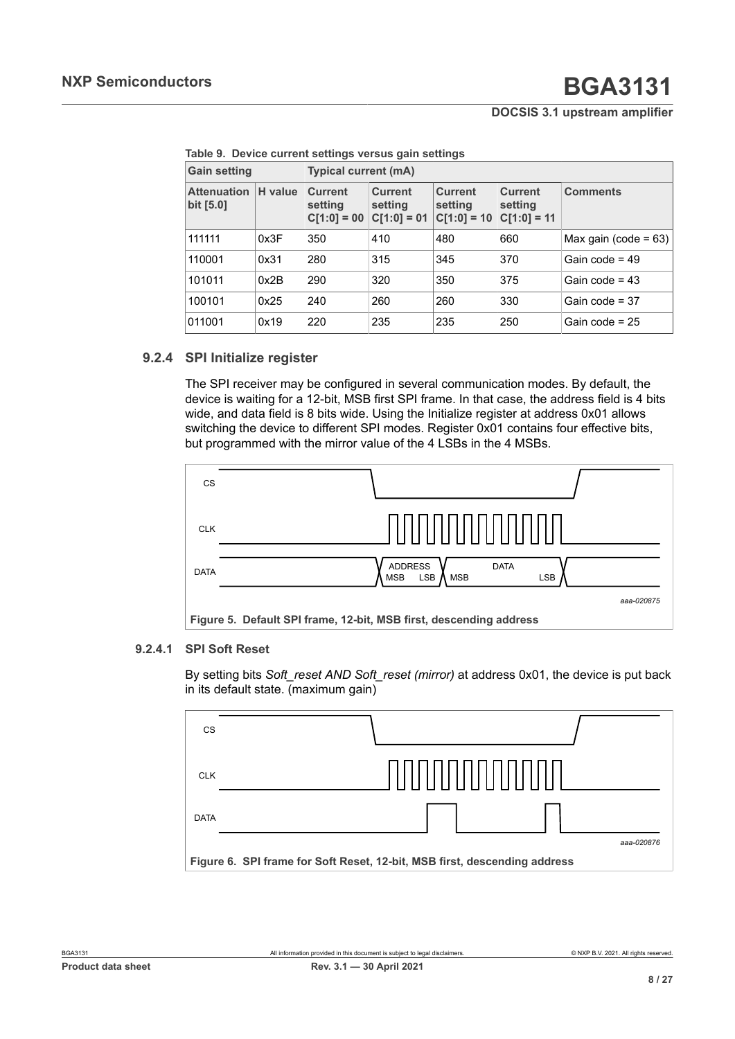**Table 9. Device current settings versus gain settings**

| Gain setting | | Typical current (mA) | | | | |
|---|---|---|---|---|---|---|
| Attenuation bit [5.0] | H value | Current setting C[1:0] = 00 | Current setting C[1:0] = 01 | Current setting C[1:0] = 10 | Current setting C[1:0] = 11 | Comments |
| 111111 | 0x3F | 350 | 410 | 480 | 660 | Max gain (code = 63) |
| 110001 | 0x31 | 280 | 315 | 345 | 370 | Gain code = 49 |
| 101011 | 0x2B | 290 | 320 | 350 | 375 | Gain code = 43 |
| 100101 | 0x25 | 240 | 260 | 260 | 330 | Gain code = 37 |
| 011001 | 0x19 | 220 | 235 | 235 | 250 | Gain code = 25 |

### 9.2.4 SPI Initialize register

The SPI receiver may be configured in several communication modes. By default, the device is waiting for a 12-bit, MSB first SPI frame. In that case, the address field is 4 bits wide, and data field is 8 bits wide. Using the Initialize register at address 0x01 allows switching the device to different SPI modes. Register 0x01 contains four effective bits, but programmed with the mirror value of the 4 LSBs in the 4 MSBs.

**Figure 5. Default SPI frame, 12-bit, MSB first, descending address**

#### 9.2.4.1 SPI Soft Reset

By setting bits *Soft_reset AND Soft_reset (mirror)* at address 0x01, the device is put back in its default state. (maximum gain)

**Figure 6. SPI frame for Soft Reset, 12-bit, MSB first, descending address**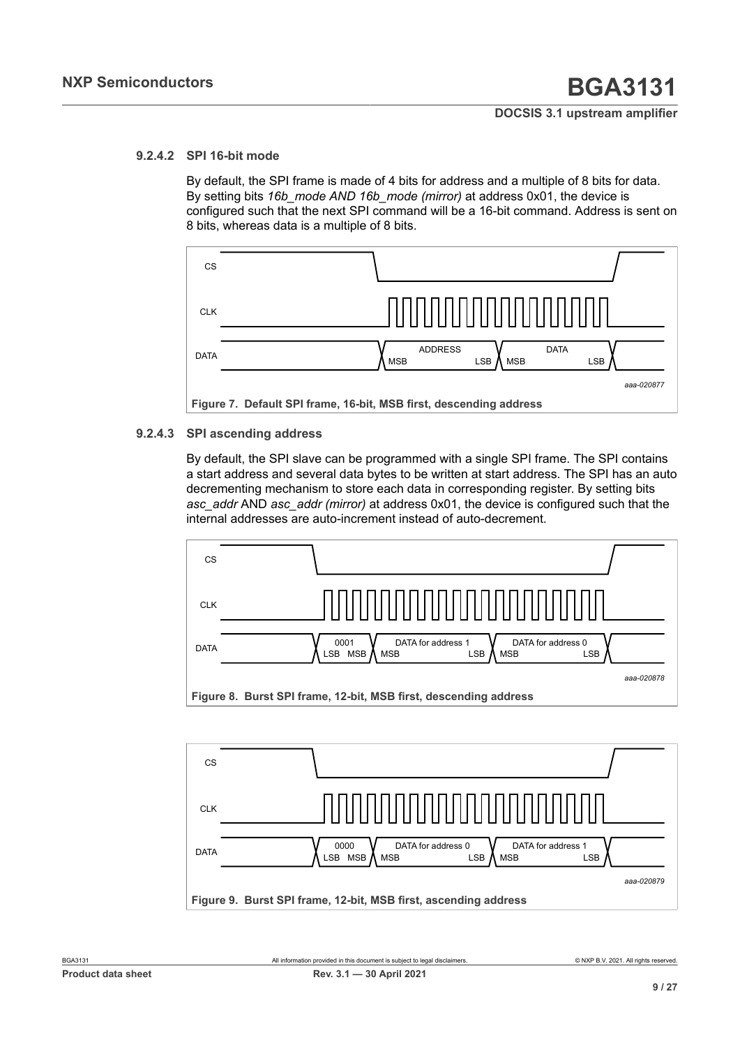#### 9.2.4.2 SPI 16-bit mode

By default, the SPI frame is made of 4 bits for address and a multiple of 8 bits for data. By setting bits *16b_mode AND 16b_mode (mirror)* at address 0x01, the device is configured such that the next SPI command will be a 16-bit command. Address is sent on 8 bits, whereas data is a multiple of 8 bits.

Figure 7. Default SPI frame, 16-bit, MSB first, descending address

#### 9.2.4.3 SPI ascending address

By default, the SPI slave can be programmed with a single SPI frame. The SPI contains a start address and several data bytes to be written at start address. The SPI has an auto decrementing mechanism to store each data in corresponding register. By setting bits *asc_addr* AND *asc_addr (mirror)* at address 0x01, the device is configured such that the internal addresses are auto-increment instead of auto-decrement.

Figure 8. Burst SPI frame, 12-bit, MSB first, descending address

Figure 9. Burst SPI frame, 12-bit, MSB first, ascending address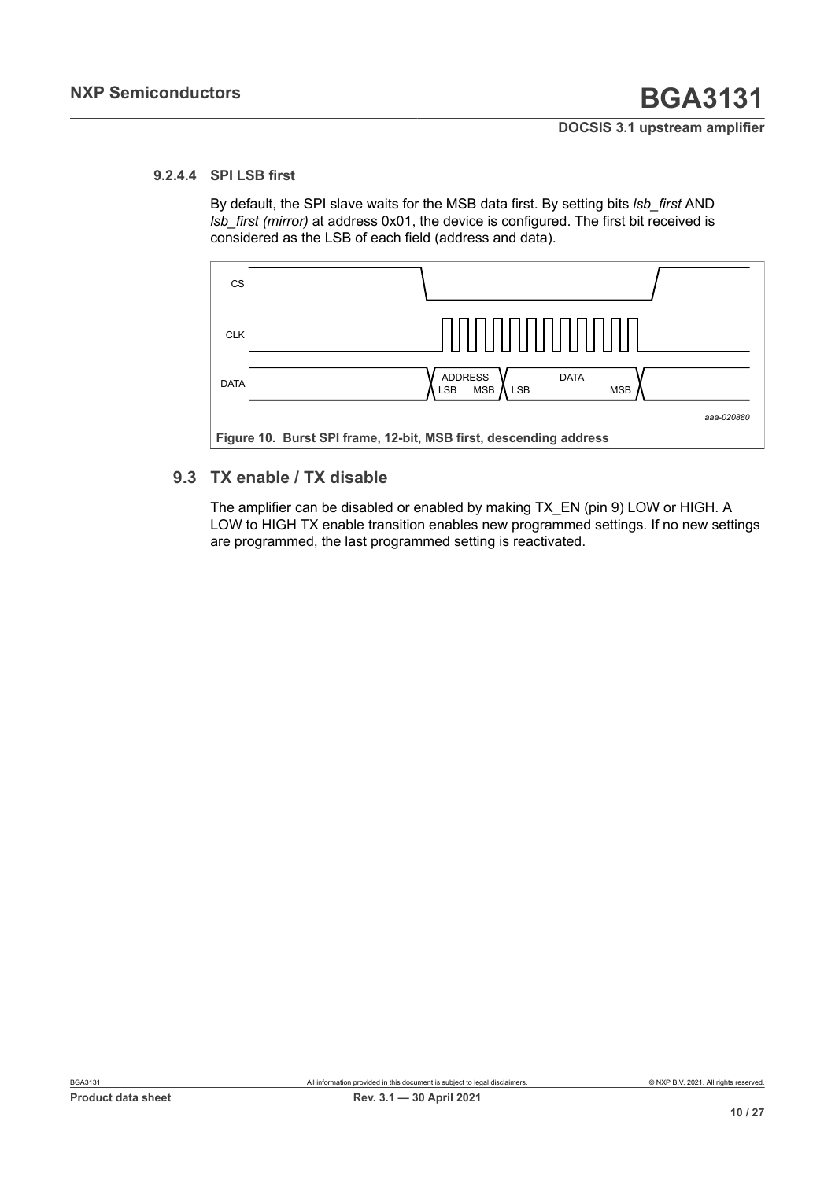#### 9.2.4.4 SPI LSB first

By default, the SPI slave waits for the MSB data first. By setting bits *lsb_first* AND *lsb_first (mirror)* at address 0x01, the device is configured. The first bit received is considered as the LSB of each field (address and data).

Figure 10. Burst SPI frame, 12-bit, MSB first, descending address

## 9.3 TX enable / TX disable

The amplifier can be disabled or enabled by making TX_EN (pin 9) LOW or HIGH. A LOW to HIGH TX enable transition enables new programmed settings. If no new settings are programmed, the last programmed setting is reactivated.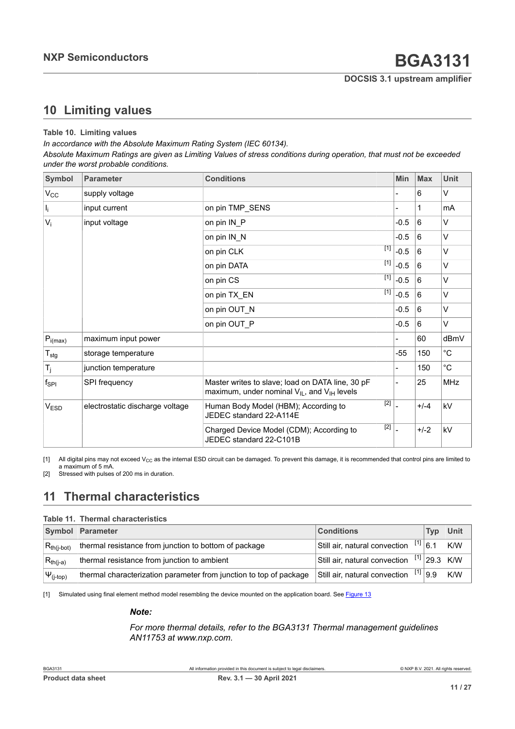## 10 Limiting values

**Table 10. Limiting values**

*In accordance with the Absolute Maximum Rating System (IEC 60134).*

*Absolute Maximum Ratings are given as Limiting Values of stress conditions during operation, that must not be exceeded under the worst probable conditions.*

| Symbol | Parameter | Conditions | | Min | Max | Unit |
|---|---|---|---|---|---|---|
| $V_{CC}$ | supply voltage | | | - | 6 | V |
| $I_i$ | input current | on pin TMP_SENS | | - | 1 | mA |
| $V_i$ | input voltage | on pin IN_P | | -0.5 | 6 | V |
| | | on pin IN_N | | -0.5 | 6 | V |
| | | on pin CLK | [1] | -0.5 | 6 | V |
| | | on pin DATA | [1] | -0.5 | 6 | V |
| | | on pin CS | [1] | -0.5 | 6 | V |
| | | on pin TX_EN | [1] | -0.5 | 6 | V |
| | | on pin OUT_N | | -0.5 | 6 | V |
| | | on pin OUT_P | | -0.5 | 6 | V |
| $P_{i(max)}$ | maximum input power | | | - | 60 | dBmV |
| $T_{stg}$ | storage temperature | | | -55 | 150 | °C |
| $T_j$ | junction temperature | | | - | 150 | °C |
| $f_{SPI}$ | SPI frequency | Master writes to slave; load on DATA line, 30 pF maximum, under nominal $V_{IL}$, and $V_{IH}$ levels | | - | 25 | MHz |
| $V_{ESD}$ | electrostatic discharge voltage | Human Body Model (HBM); According to JEDEC standard 22-A114E | [2] | - | +/-4 | kV |
| | | Charged Device Model (CDM); According to JEDEC standard 22-C101B | [2] | - | +/-2 | kV |

[1] All digital pins may not exceed $V_{CC}$ as the internal ESD circuit can be damaged. To prevent this damage, it is recommended that control pins are limited to a maximum of 5 mA.

[2] Stressed with pulses of 200 ms in duration.

## 11 Thermal characteristics

**Table 11. Thermal characteristics**

| Symbol | Parameter | Conditions | | Typ | Unit |
|---|---|---|---|---|---|
| $R_{th(j-bot)}$ | thermal resistance from junction to bottom of package | Still air, natural convection | [1] | 6.1 | K/W |
| $R_{th(j-a)}$ | thermal resistance from junction to ambient | Still air, natural convection | [1] | 29.3 | K/W |
| $\Psi_{(j-top)}$ | thermal characterization parameter from junction to top of package | Still air, natural convection | [1] | 9.9 | K/W |

[1] Simulated using final element method model resembling the device mounted on the application board. See Figure 13

***Note:***

*For more thermal details, refer to the BGA3131 Thermal management guidelines AN11753 at www.nxp.com.*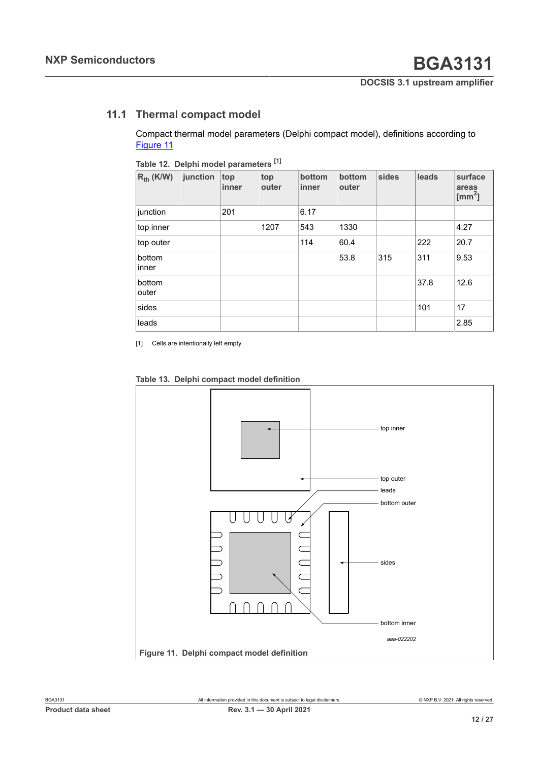## 11.1 Thermal compact model

Compact thermal model parameters (Delphi compact model), definitions according to Figure 11

Table 12. Delphi model parameters [1]

| $R_{th}$ (K/W) | junction | top inner | top outer | bottom inner | bottom outer | sides | leads | surface areas [$mm^2$] |
|---|---|---|---|---|---|---|---|---|
| junction | | 201 | | 6.17 | | | | |
| top inner | | | 1207 | 543 | 1330 | | | 4.27 |
| top outer | | | | 114 | 60.4 | | 222 | 20.7 |
| bottom inner | | | | | 53.8 | 315 | 311 | 9.53 |
| bottom outer | | | | | | | 37.8 | 12.6 |
| sides | | | | | | | 101 | 17 |
| leads | | | | | | | | 2.85 |

[1] Cells are intentionally left empty

Table 13. Delphi compact model definition

top inner

top outer

leads

bottom outer

sides

bottom inner

aaa-022202

Figure 11. Delphi compact model definition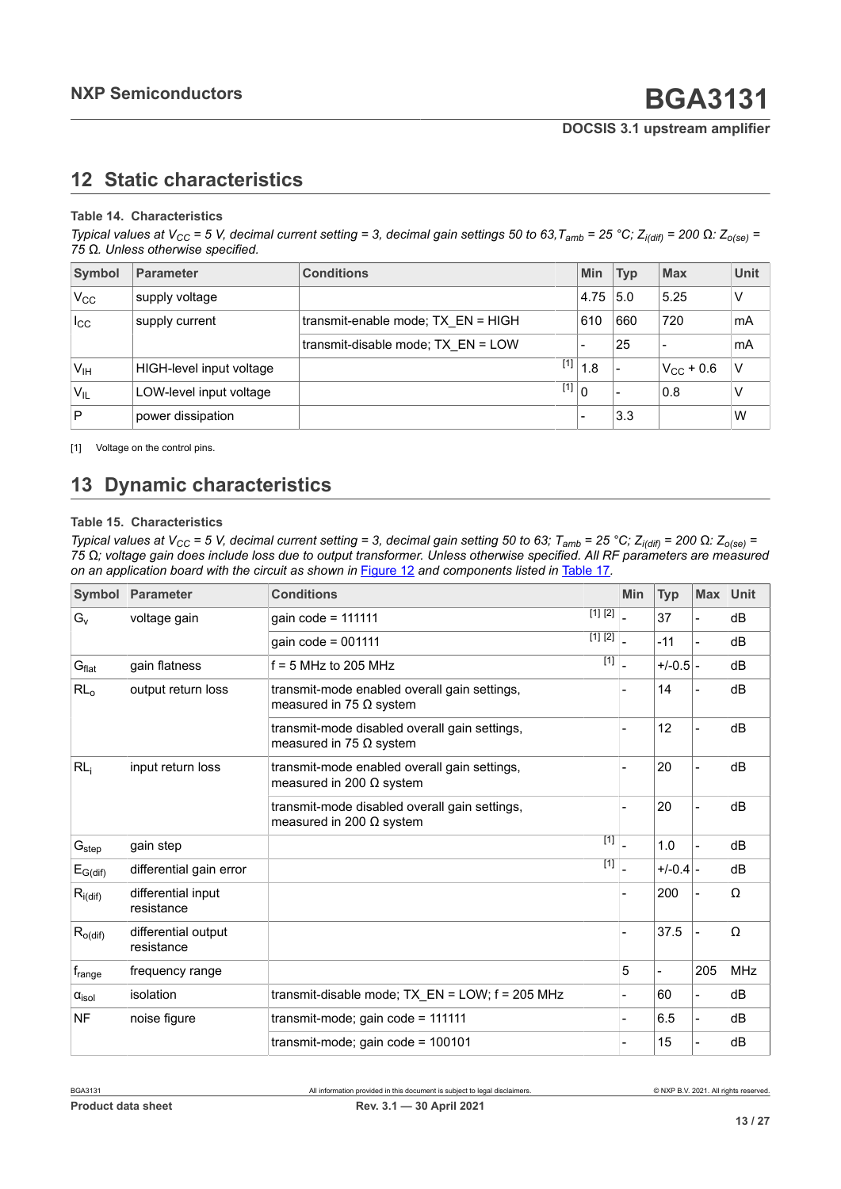## 12 Static characteristics

**Table 14. Characteristics**

*Typical values at $V_{CC}$ = 5 V, decimal current setting = 3, decimal gain settings 50 to 63, $T_{amb}$ = 25 °C; $Z_{i(dif)}$ = 200 Ω: $Z_{o(se)}$ = 75 Ω. Unless otherwise specified.*

| Symbol | Parameter | Conditions | | Min | Typ | Max | Unit |
|---|---|---|---|---|---|---|---|
| $V_{CC}$ | supply voltage | | | 4.75 | 5.0 | 5.25 | V |
| $I_{CC}$ | supply current | transmit-enable mode; TX_EN = HIGH | | 610 | 660 | 720 | mA |
| | | transmit-disable mode; TX_EN = LOW | | - | 25 | - | mA |
| $V_{IH}$ | HIGH-level input voltage | | [1] | 1.8 | - | $V_{CC}$ + 0.6 | V |
| $V_{IL}$ | LOW-level input voltage | | [1] | 0 | - | 0.8 | V |
| P | power dissipation | | | - | 3.3 | | W |

[1] Voltage on the control pins.

## 13 Dynamic characteristics

**Table 15. Characteristics**

*Typical values at $V_{CC}$ = 5 V, decimal current setting = 3, decimal gain setting 50 to 63; $T_{amb}$ = 25 °C; $Z_{i(dif)}$ = 200 Ω: $Z_{o(se)}$ = 75 Ω; voltage gain does include loss due to output transformer. Unless otherwise specified. All RF parameters are measured on an application board with the circuit as shown in Figure 12 and components listed in Table 17.*

| Symbol | Parameter | Conditions | | Min | Typ | Max | Unit |
|---|---|---|---|---|---|---|---|
| $G_v$ | voltage gain | gain code = 111111 | [1] [2] | - | 37 | - | dB |
| | | gain code = 001111 | [1] [2] | - | -11 | - | dB |
| $G_{flat}$ | gain flatness | f = 5 MHz to 205 MHz | [1] | - | +/-0.5 | - | dB |
| $RL_o$ | output return loss | transmit-mode enabled overall gain settings, measured in 75 Ω system | | - | 14 | - | dB |
| | | transmit-mode disabled overall gain settings, measured in 75 Ω system | | - | 12 | - | dB |
| $RL_i$ | input return loss | transmit-mode enabled overall gain settings, measured in 200 Ω system | | - | 20 | - | dB |
| | | transmit-mode disabled overall gain settings, measured in 200 Ω system | | - | 20 | - | dB |
| $G_{step}$ | gain step | | [1] | - | 1.0 | - | dB |
| $E_{G(dif)}$ | differential gain error | | [1] | - | +/-0.4 | - | dB |
| $R_{i(dif)}$ | differential input resistance | | | - | 200 | - | Ω |
| $R_{o(dif)}$ | differential output resistance | | | - | 37.5 | - | Ω |
| $f_{range}$ | frequency range | | | 5 | - | 205 | MHz |
| $\alpha_{isol}$ | isolation | transmit-disable mode; TX_EN = LOW; f = 205 MHz | | - | 60 | - | dB |
| NF | noise figure | transmit-mode; gain code = 111111 | | - | 6.5 | - | dB |
| | | transmit-mode; gain code = 100101 | | - | 15 | - | dB |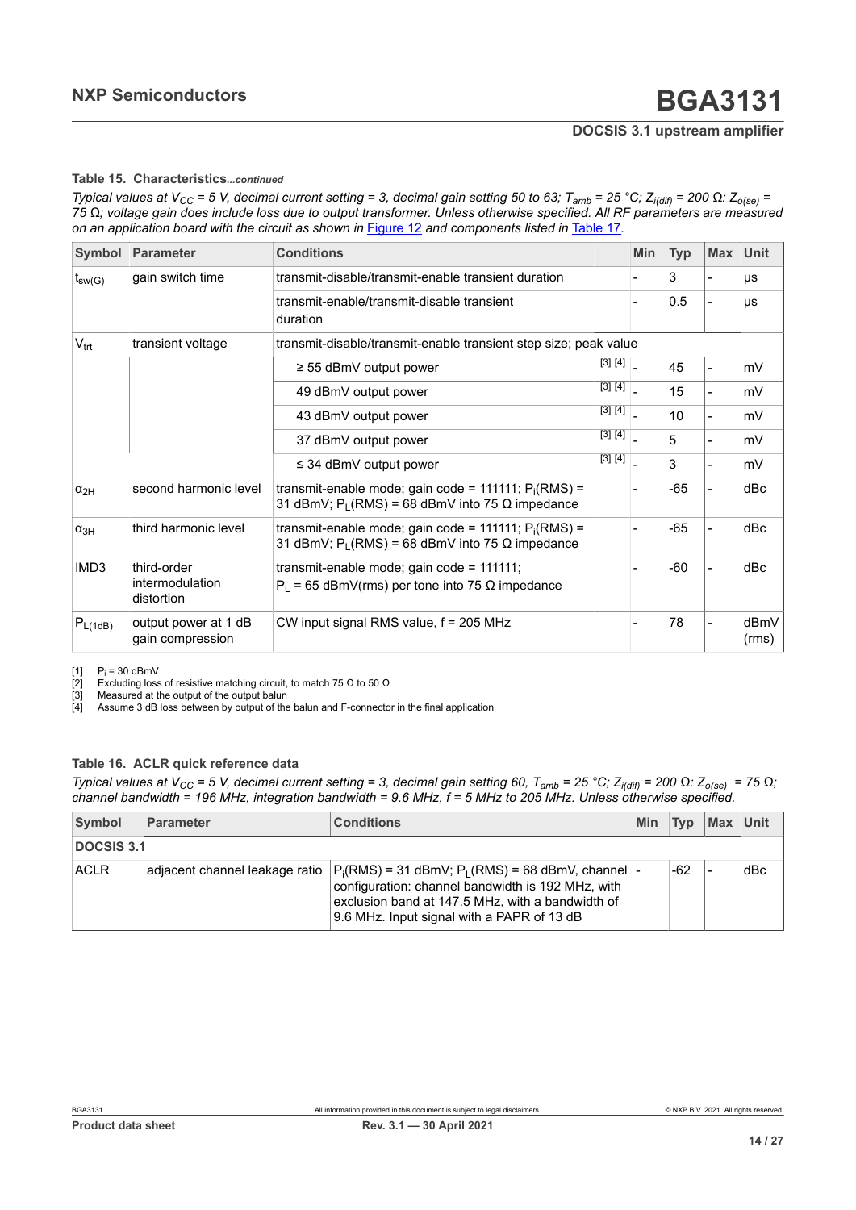**Table 15. Characteristics**...*continued*

*Typical values at $V_{CC}$ = 5 V, decimal current setting = 3, decimal gain setting 50 to 63; $T_{amb}$ = 25 °C; $Z_{i(dif)}$ = 200 Ω: $Z_{o(se)}$ = 75 Ω; voltage gain does include loss due to output transformer. Unless otherwise specified. All RF parameters are measured on an application board with the circuit as shown in Figure 12 and components listed in Table 17.*

| Symbol | Parameter | Conditions | | Min | Typ | Max | Unit |
|---|---|---|---|---|---|---|---|
| $t_{sw(G)}$ | gain switch time | transmit-disable/transmit-enable transient duration | | - | 3 | - | μs |
| | | transmit-enable/transmit-disable transient duration | | - | 0.5 | - | μs |
| $V_{trt}$ | transient voltage | transmit-disable/transmit-enable transient step size; peak value | | | | | |
| | | ≥ 55 dBmV output power | [3] [4] | - | 45 | - | mV |
| | | 49 dBmV output power | [3] [4] | - | 15 | - | mV |
| | | 43 dBmV output power | [3] [4] | - | 10 | - | mV |
| | | 37 dBmV output power | [3] [4] | - | 5 | - | mV |
| | | ≤ 34 dBmV output power | [3] [4] | - | 3 | - | mV |
| $\alpha_{2H}$ | second harmonic level | transmit-enable mode; gain code = 111111; $P_i$(RMS) = 31 dBmV; $P_L$(RMS) = 68 dBmV into 75 Ω impedance | | - | -65 | - | dBc |
| $\alpha_{3H}$ | third harmonic level | transmit-enable mode; gain code = 111111; $P_i$(RMS) = 31 dBmV; $P_L$(RMS) = 68 dBmV into 75 Ω impedance | | - | -65 | - | dBc |
| IMD3 | third-order intermodulation distortion | transmit-enable mode; gain code = 111111; $P_L$ = 65 dBmV(rms) per tone into 75 Ω impedance | | - | -60 | - | dBc |
| $P_{L(1dB)}$ | output power at 1 dB gain compression | CW input signal RMS value, f = 205 MHz | | - | 78 | - | dBmV (rms) |

[1] $P_i$ = 30 dBmV
[2] Excluding loss of resistive matching circuit, to match 75 Ω to 50 Ω
[3] Measured at the output of the output balun
[4] Assume 3 dB loss between by output of the balun and F-connector in the final application

**Table 16. ACLR quick reference data**

*Typical values at $V_{CC}$ = 5 V, decimal current setting = 3, decimal gain setting 60, $T_{amb}$ = 25 °C; $Z_{i(dif)}$ = 200 Ω: $Z_{o(se)}$ = 75 Ω; channel bandwidth = 196 MHz, integration bandwidth = 9.6 MHz, f = 5 MHz to 205 MHz. Unless otherwise specified.*

| Symbol | Parameter | Conditions | Min | Typ | Max | Unit |
|---|---|---|---|---|---|---|
| **DOCSIS 3.1** | | | | | | |
| ACLR | adjacent channel leakage ratio | $P_i$(RMS) = 31 dBmV; $P_L$(RMS) = 68 dBmV, channel configuration: channel bandwidth is 192 MHz, with exclusion band at 147.5 MHz, with a bandwidth of 9.6 MHz. Input signal with a PAPR of 13 dB | - | -62 | - | dBc |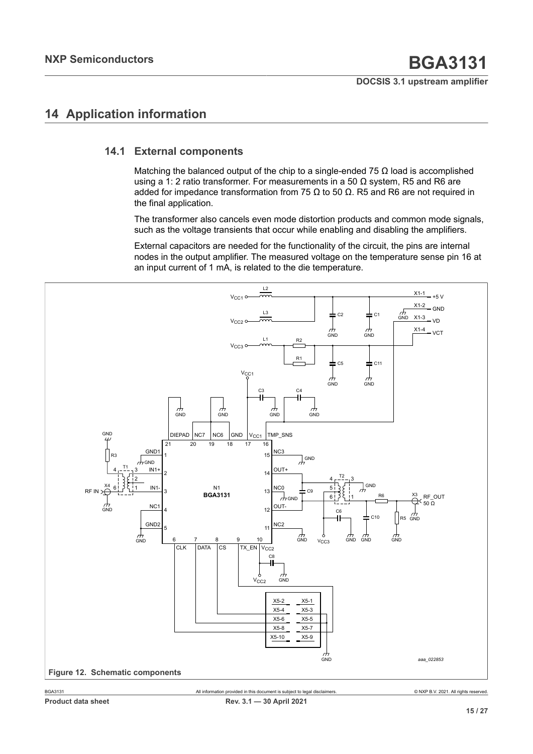# 14 Application information

## 14.1 External components

Matching the balanced output of the chip to a single-ended 75 Ω load is accomplished using a 1: 2 ratio transformer. For measurements in a 50 Ω system, R5 and R6 are added for impedance transformation from 75 Ω to 50 Ω. R5 and R6 are not required in the final application.

The transformer also cancels even mode distortion products and common mode signals, such as the voltage transients that occur while enabling and disabling the amplifiers.

External capacitors are needed for the functionality of the circuit, the pins are internal nodes in the output amplifier. The measured voltage on the temperature sense pin 16 at an input current of 1 mA, is related to the die temperature.

**Figure 12. Schematic components**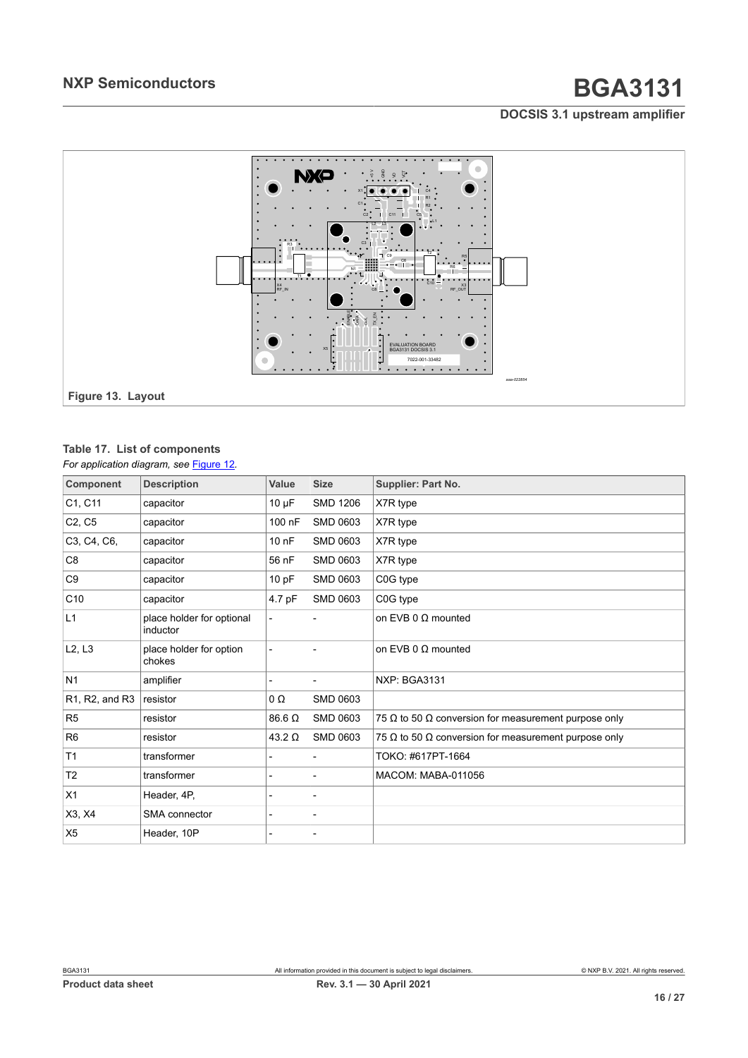Figure 13. Layout

**Table 17. List of components**

*For application diagram, see Figure 12.*

| Component | Description | Value | Size | Supplier: Part No. |
|---|---|---|---|---|
| C1, C11 | capacitor | 10 μF | SMD 1206 | X7R type |
| C2, C5 | capacitor | 100 nF | SMD 0603 | X7R type |
| C3, C4, C6, | capacitor | 10 nF | SMD 0603 | X7R type |
| C8 | capacitor | 56 nF | SMD 0603 | X7R type |
| C9 | capacitor | 10 pF | SMD 0603 | C0G type |
| C10 | capacitor | 4.7 pF | SMD 0603 | C0G type |
| L1 | place holder for optional inductor | - | - | on EVB 0 Ω mounted |
| L2, L3 | place holder for option chokes | - | - | on EVB 0 Ω mounted |
| N1 | amplifier | - | - | NXP: BGA3131 |
| R1, R2, and R3 | resistor | 0 Ω | SMD 0603 | |
| R5 | resistor | 86.6 Ω | SMD 0603 | 75 Ω to 50 Ω conversion for measurement purpose only |
| R6 | resistor | 43.2 Ω | SMD 0603 | 75 Ω to 50 Ω conversion for measurement purpose only |
| T1 | transformer | - | - | TOKO: #617PT-1664 |
| T2 | transformer | - | - | MACOM: MABA-011056 |
| X1 | Header, 4P, | - | - | |
| X3, X4 | SMA connector | - | - | |
| X5 | Header, 10P | - | - | |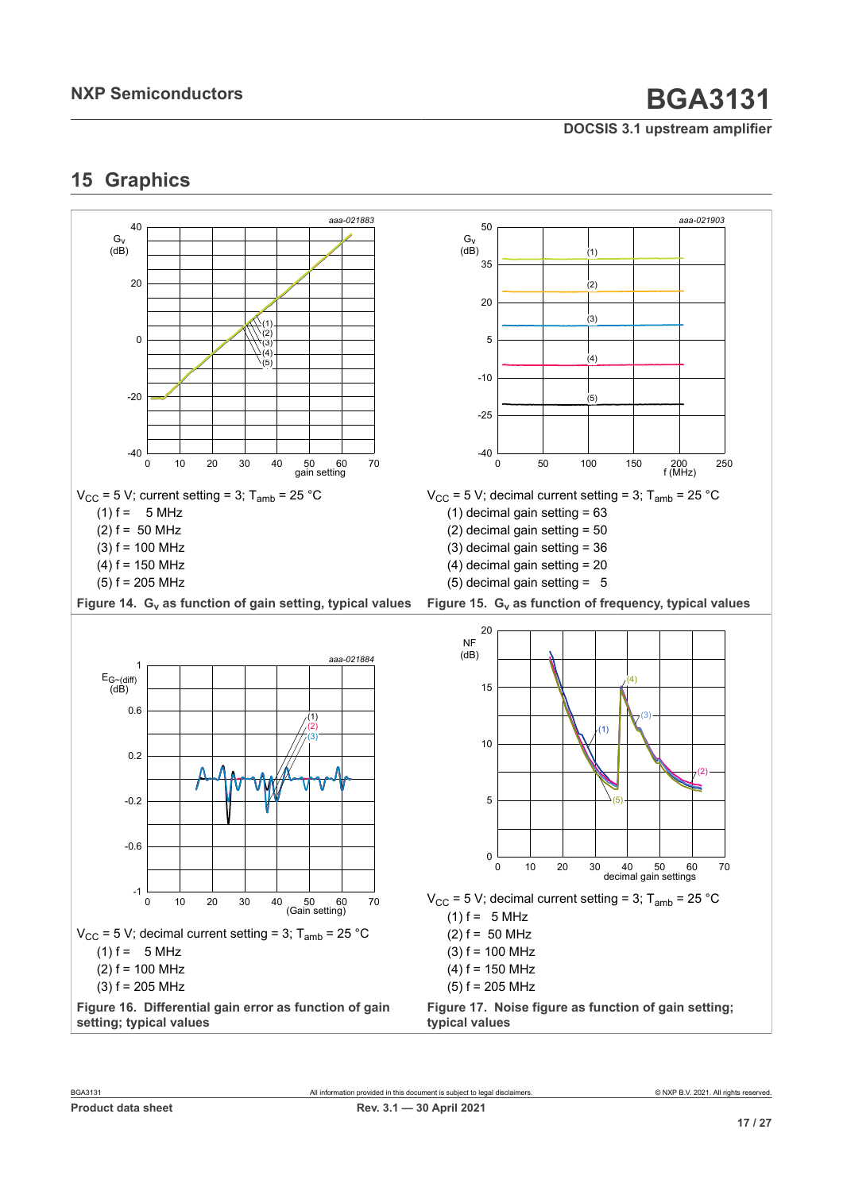## 15 Graphics

$V_{CC}$ = 5 V; current setting = 3; $T_{amb}$ = 25 °C

(1) f = 5 MHz

(2) f = 50 MHz

(3) f = 100 MHz

(4) f = 150 MHz

(5) f = 205 MHz

**Figure 14. $G_v$ as function of gain setting, typical values**

$V_{CC}$ = 5 V; decimal current setting = 3; $T_{amb}$ = 25 °C

(1) decimal gain setting = 63

(2) decimal gain setting = 50

(3) decimal gain setting = 36

(4) decimal gain setting = 20

(5) decimal gain setting = 5

**Figure 15. $G_v$ as function of frequency, typical values**

$V_{CC}$ = 5 V; decimal current setting = 3; $T_{amb}$ = 25 °C

(1) f = 5 MHz

(2) f = 100 MHz

(3) f = 205 MHz

**Figure 16. Differential gain error as function of gain setting; typical values**

$V_{CC}$ = 5 V; decimal current setting = 3; $T_{amb}$ = 25 °C

(1) f = 5 MHz

(2) f = 50 MHz

(3) f = 100 MHz

(4) f = 150 MHz

(5) f = 205 MHz

**Figure 17. Noise figure as function of gain setting; typical values**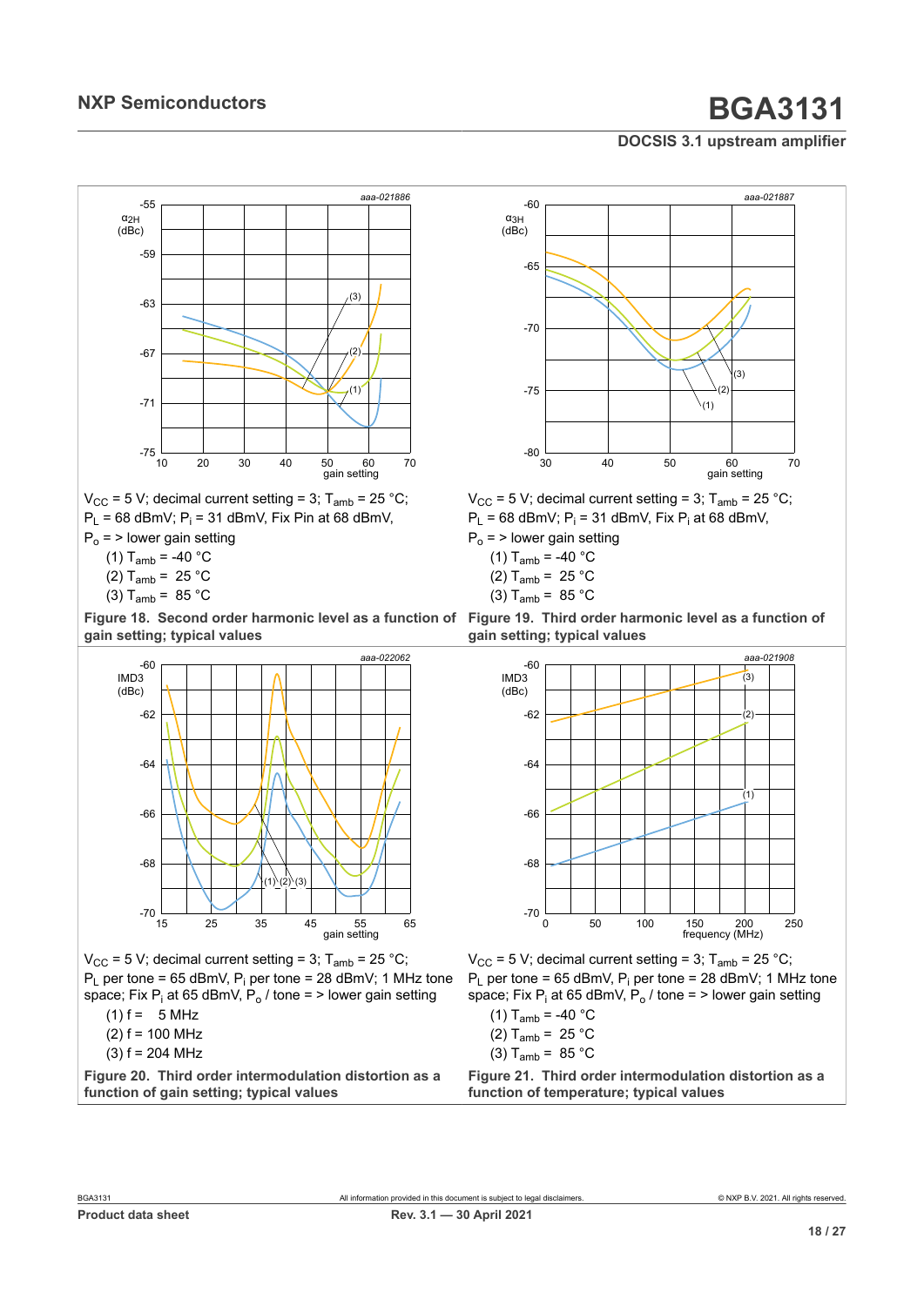$V_{CC}$ = 5 V; decimal current setting = 3; $T_{amb}$ = 25 °C; $P_L$ = 68 dBmV; $P_i$ = 31 dBmV, Fix Pin at 68 dBmV, $P_o$ = > lower gain setting

(1) $T_{amb}$ = -40 °C
(2) $T_{amb}$ = 25 °C
(3) $T_{amb}$ = 85 °C

**Figure 18. Second order harmonic level as a function of gain setting; typical values**

$V_{CC}$ = 5 V; decimal current setting = 3; $T_{amb}$ = 25 °C; $P_L$ = 68 dBmV; $P_i$ = 31 dBmV, Fix $P_i$ at 68 dBmV, $P_o$ = > lower gain setting

(1) $T_{amb}$ = -40 °C
(2) $T_{amb}$ = 25 °C
(3) $T_{amb}$ = 85 °C

**Figure 19. Third order harmonic level as a function of gain setting; typical values**

$V_{CC}$ = 5 V; decimal current setting = 3; $T_{amb}$ = 25 °C; $P_L$ per tone = 65 dBmV, $P_i$ per tone = 28 dBmV; 1 MHz tone space; Fix $P_i$ at 65 dBmV, $P_o$ / tone = > lower gain setting

(1) f = 5 MHz
(2) f = 100 MHz
(3) f = 204 MHz

**Figure 20. Third order intermodulation distortion as a function of gain setting; typical values**

$V_{CC}$ = 5 V; decimal current setting = 3; $T_{amb}$ = 25 °C; $P_L$ per tone = 65 dBmV, $P_i$ per tone = 28 dBmV; 1 MHz tone space; Fix $P_i$ at 65 dBmV, $P_o$ / tone = > lower gain setting

(1) $T_{amb}$ = -40 °C
(2) $T_{amb}$ = 25 °C
(3) $T_{amb}$ = 85 °C

**Figure 21. Third order intermodulation distortion as a function of temperature; typical values**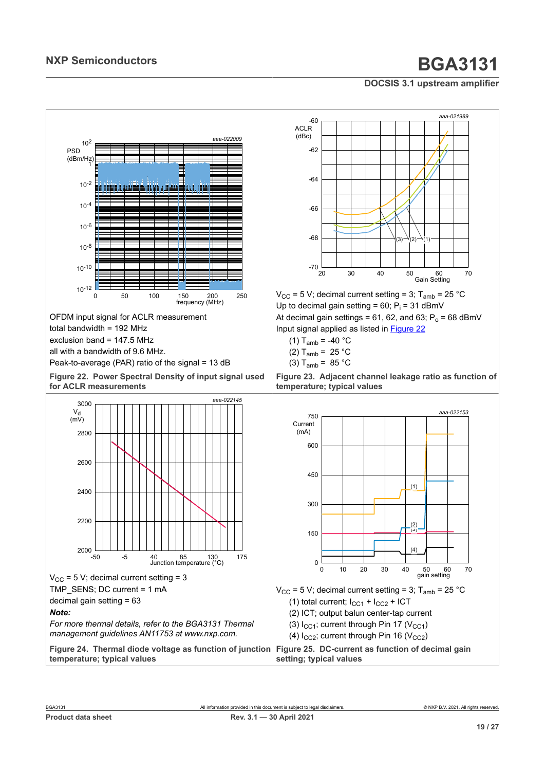OFDM input signal for ACLR measurement
total bandwidth = 192 MHz
exclusion band = 147.5 MHz
all with a bandwidth of 9.6 MHz.
Peak-to-average (PAR) ratio of the signal = 13 dB

**Figure 22. Power Spectral Density of input signal used for ACLR measurements**

$V_{CC}$ = 5 V; decimal current setting = 3; $T_{amb}$ = 25 °C
Up to decimal gain setting = 60; $P_i$ = 31 dBmV
At decimal gain settings = 61, 62, and 63; $P_o$ = 68 dBmV
Input signal applied as listed in Figure 22

(1) $T_{amb}$ = -40 °C
(2) $T_{amb}$ = 25 °C
(3) $T_{amb}$ = 85 °C

**Figure 23. Adjacent channel leakage ratio as function of temperature; typical values**

$V_{CC}$ = 5 V; decimal current setting = 3
TMP_SENS; DC current = 1 mA
decimal gain setting = 63

***Note:***

*For more thermal details, refer to the BGA3131 Thermal management guidelines AN11753 at www.nxp.com.*

**Figure 24. Thermal diode voltage as function of junction temperature; typical values**

$V_{CC}$ = 5 V; decimal current setting = 3; $T_{amb}$ = 25 °C

(1) total current; $I_{CC1}$ + $I_{CC2}$ + ICT
(2) ICT; output balun center-tap current
(3) $I_{CC1}$; current through Pin 17 ($V_{CC1}$)
(4) $I_{CC2}$; current through Pin 16 ($V_{CC2}$)

**Figure 25. DC-current as function of decimal gain setting; typical values**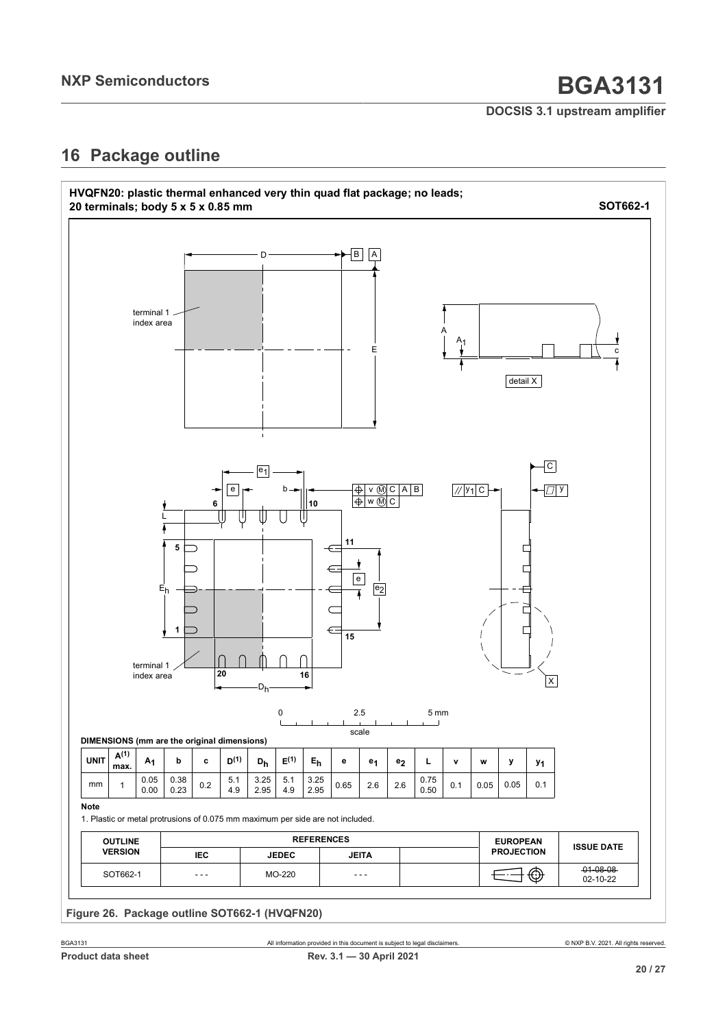## 16 Package outline

**HVQFN20: plastic thermal enhanced very thin quad flat package; no leads; 20 terminals; body 5 x 5 x 0.85 mm** **SOT662-1**

**DIMENSIONS (mm are the original dimensions)**

| UNIT | $A^{(1)}$ max. | $A_1$ | b | c | $D^{(1)}$ | $D_h$ | $E^{(1)}$ | $E_h$ | e | $e_1$ | $e_2$ | L | v | w | y | $y_1$ |
|---|---|---|---|---|---|---|---|---|---|---|---|---|---|---|---|---|
| mm | 1 | 0.05<br>0.00 | 0.38<br>0.23 | 0.2 | 5.1<br>4.9 | 3.25<br>2.95 | 5.1<br>4.9 | 3.25<br>2.95 | 0.65 | 2.6 | 2.6 | 0.75<br>0.50 | 0.1 | 0.05 | 0.05 | 0.1 |

**Note**

1. Plastic or metal protrusions of 0.075 mm maximum per side are not included.

| OUTLINE VERSION | REFERENCES | | | | EUROPEAN PROJECTION | ISSUE DATE |
|---|---|---|---|---|---|---|
| | IEC | JEDEC | JEITA | | | |
| SOT662-1 | - - - | MO-220 | - - - | | | ~~01-08-08~~<br>02-10-22 |

**Figure 26. Package outline SOT662-1 (HVQFN20)**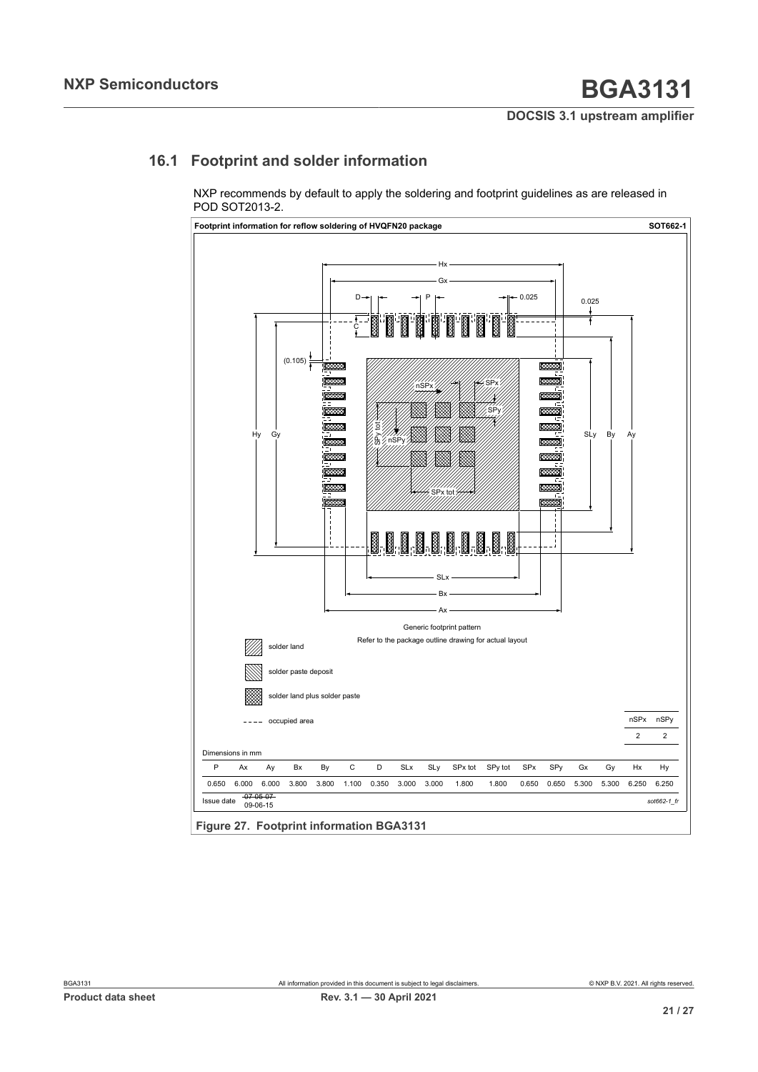## 16.1 Footprint and solder information

NXP recommends by default to apply the soldering and footprint guidelines as are released in POD SOT2013-2.

**Footprint information for reflow soldering of HVQFN20 package** **SOT662-1**

Generic footprint pattern

Refer to the package outline drawing for actual layout

- solder land
- solder paste deposit
- solder land plus solder paste
- ---- occupied area

| nSPx | nSPy |
|---|---|
| 2 | 2 |

Dimensions in mm

| P | Ax | Ay | Bx | By | C | D | SLx | SLy | SPx tot | SPy tot | SPx | SPy | Gx | Gy | Hx | Hy |
|---|---|---|---|---|---|---|---|---|---|---|---|---|---|---|---|---|
| 0.650 | 6.000 | 6.000 | 3.800 | 3.800 | 1.100 | 0.350 | 3.000 | 3.000 | 1.800 | 1.800 | 0.650 | 0.650 | 5.300 | 5.300 | 6.250 | 6.250 |

Issue date ~~07-06-07~~ 09-06-15

*sot662-1_fr*

**Figure 27. Footprint information BGA3131**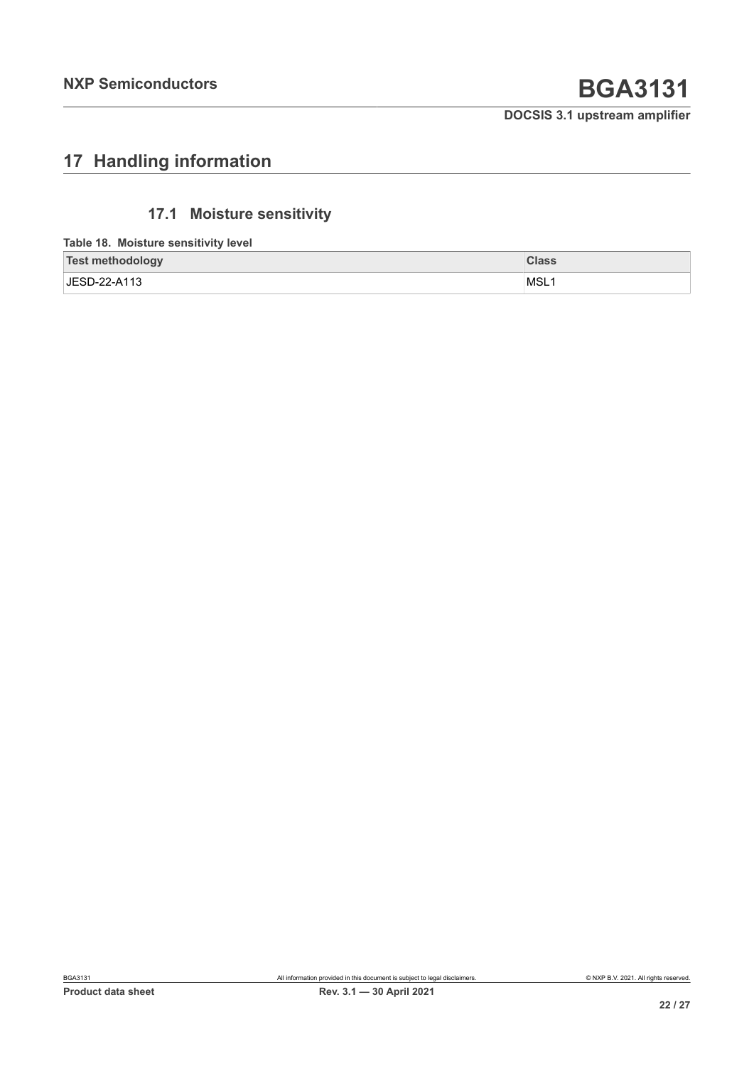# 17 Handling information

## 17.1 Moisture sensitivity

**Table 18. Moisture sensitivity level**

| Test methodology | Class |
| --- | --- |
| JESD-22-A113 | MSL1 |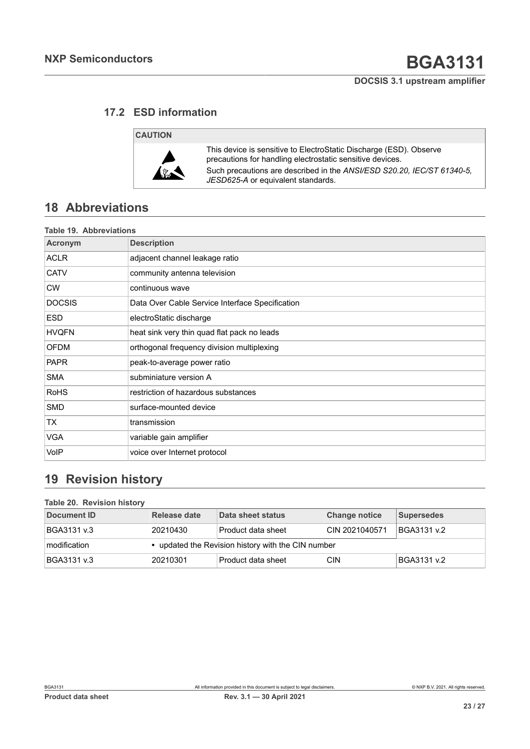### 17.2 ESD information

**CAUTION**

This device is sensitive to ElectroStatic Discharge (ESD). Observe precautions for handling electrostatic sensitive devices.

Such precautions are described in the *ANSI/ESD S20.20, IEC/ST 61340-5, JESD625-A* or equivalent standards.

## 18 Abbreviations

**Table 19. Abbreviations**

| Acronym | Description |
|---|---|
| ACLR | adjacent channel leakage ratio |
| CATV | community antenna television |
| CW | continuous wave |
| DOCSIS | Data Over Cable Service Interface Specification |
| ESD | electroStatic discharge |
| HVQFN | heat sink very thin quad flat pack no leads |
| OFDM | orthogonal frequency division multiplexing |
| PAPR | peak-to-average power ratio |
| SMA | subminiature version A |
| RoHS | restriction of hazardous substances |
| SMD | surface-mounted device |
| TX | transmission |
| VGA | variable gain amplifier |
| VoIP | voice over Internet protocol |

## 19 Revision history

**Table 20. Revision history**

| Document ID | Release date | Data sheet status | Change notice | Supersedes |
|---|---|---|---|---|
| BGA3131 v.3 | 20210430 | Product data sheet | CIN 2021040571 | BGA3131 v.2 |
| modification | • updated the Revision history with the CIN number | | | |
| BGA3131 v.3 | 20210301 | Product data sheet | CIN | BGA3131 v.2 |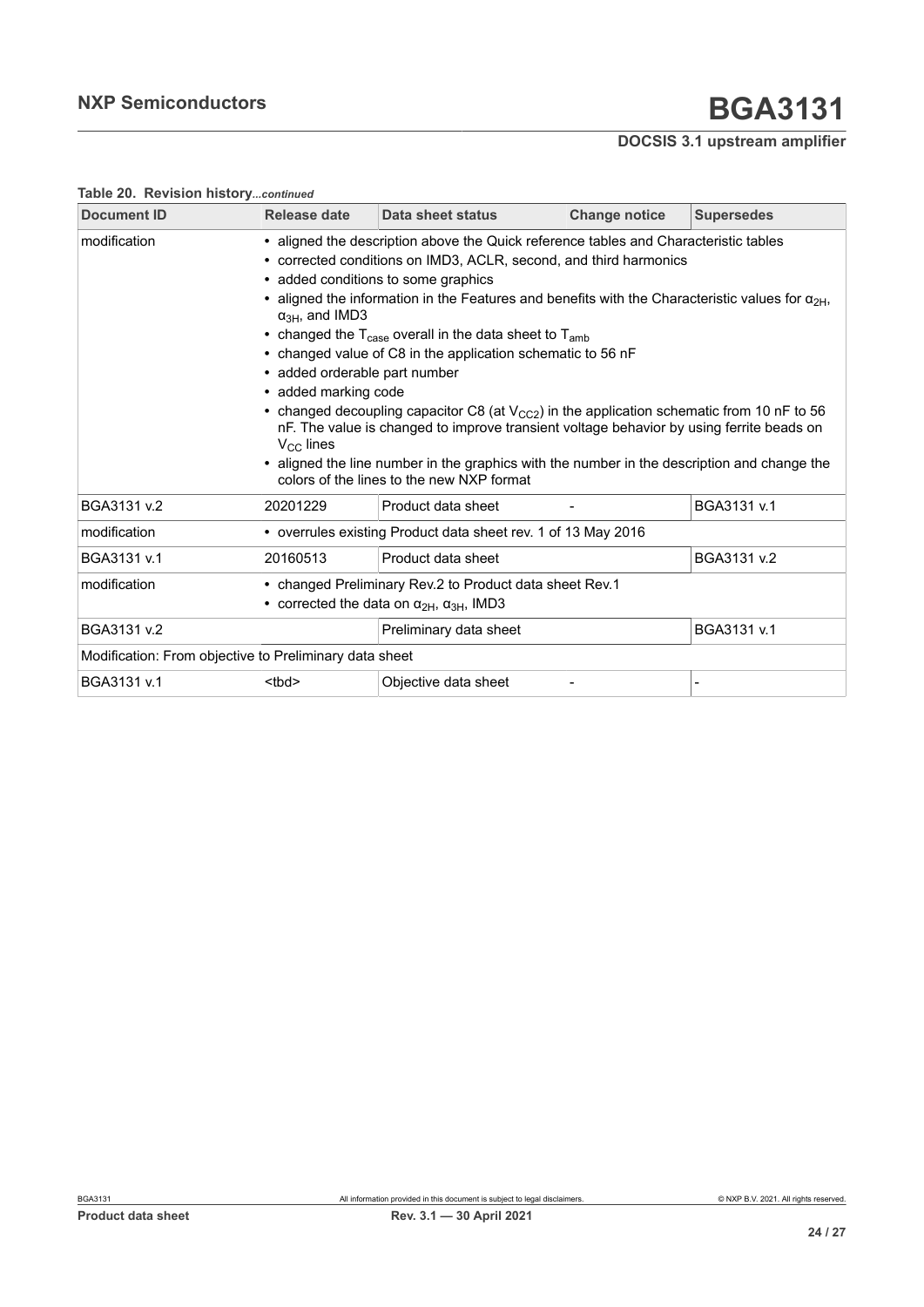**Table 20. Revision history**...*continued*

| Document ID | Release date | Data sheet status | Change notice | Supersedes |
| --- | --- | --- | --- | --- |
| modification | • aligned the description above the Quick reference tables and Characteristic tables<br>• corrected conditions on IMD3, ACLR, second, and third harmonics<br>• added conditions to some graphics<br>• aligned the information in the Features and benefits with the Characteristic values for $\alpha_{2H}$, $\alpha_{3H}$, and IMD3<br>• changed the $T_{case}$ overall in the data sheet to $T_{amb}$<br>• changed value of C8 in the application schematic to 56 nF<br>• added orderable part number<br>• added marking code<br>• changed decoupling capacitor C8 (at $V_{CC2}$) in the application schematic from 10 nF to 56 nF. The value is changed to improve transient voltage behavior by using ferrite beads on $V_{CC}$ lines<br>• aligned the line number in the graphics with the number in the description and change the colors of the lines to the new NXP format | | | |
| BGA3131 v.2 | 20201229 | Product data sheet | - | BGA3131 v.1 |
| modification | • overrules existing Product data sheet rev. 1 of 13 May 2016 | | | |
| BGA3131 v.1 | 20160513 | Product data sheet | | BGA3131 v.2 |
| modification | • changed Preliminary Rev.2 to Product data sheet Rev.1<br>• corrected the data on $\alpha_{2H}$, $\alpha_{3H}$, IMD3 | | | |
| BGA3131 v.2 | | Preliminary data sheet | | BGA3131 v.1 |
| Modification: From objective to Preliminary data sheet | | | | |
| BGA3131 v.1 | <tbd> | Objective data sheet | - | - |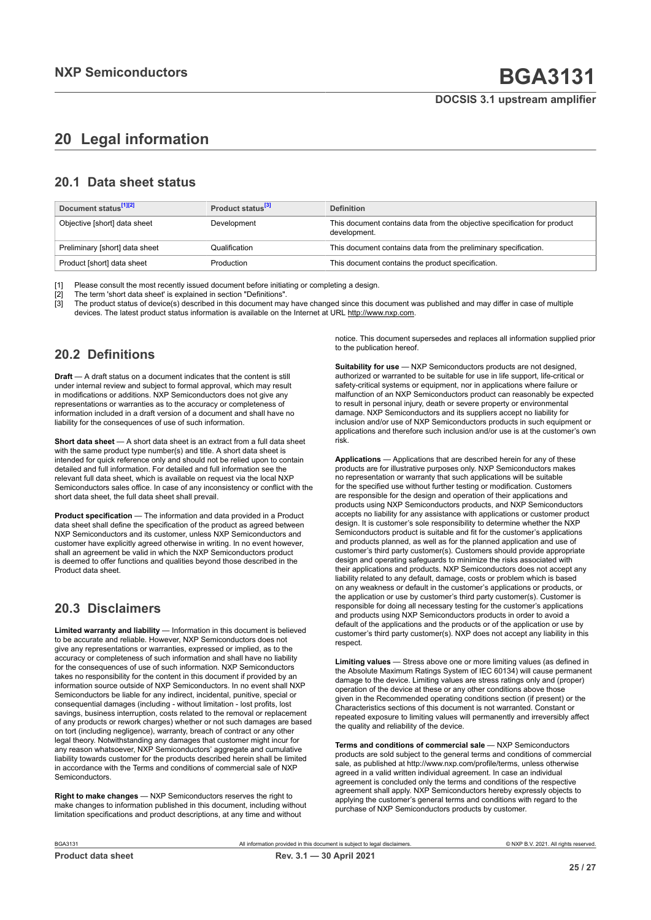# 20 Legal information

## 20.1 Data sheet status

| Document status[1][2] | Product status[3] | Definition |
|---|---|---|
| Objective [short] data sheet | Development | This document contains data from the objective specification for product development. |
| Preliminary [short] data sheet | Qualification | This document contains data from the preliminary specification. |
| Product [short] data sheet | Production | This document contains the product specification. |

[1] Please consult the most recently issued document before initiating or completing a design.
[2] The term 'short data sheet' is explained in section "Definitions".
[3] The product status of device(s) described in this document may have changed since this document was published and may differ in case of multiple devices. The latest product status information is available on the Internet at URL http://www.nxp.com.

## 20.2 Definitions

**Draft** — A draft status on a document indicates that the content is still under internal review and subject to formal approval, which may result in modifications or additions. NXP Semiconductors does not give any representations or warranties as to the accuracy or completeness of information included in a draft version of a document and shall have no liability for the consequences of use of such information.

**Short data sheet** — A short data sheet is an extract from a full data sheet with the same product type number(s) and title. A short data sheet is intended for quick reference only and should not be relied upon to contain detailed and full information. For detailed and full information see the relevant full data sheet, which is available on request via the local NXP Semiconductors sales office. In case of any inconsistency or conflict with the short data sheet, the full data sheet shall prevail.

**Product specification** — The information and data provided in a Product data sheet shall define the specification of the product as agreed between NXP Semiconductors and its customer, unless NXP Semiconductors and customer have explicitly agreed otherwise in writing. In no event however, shall an agreement be valid in which the NXP Semiconductors product is deemed to offer functions and qualities beyond those described in the Product data sheet.

## 20.3 Disclaimers

**Limited warranty and liability** — Information in this document is believed to be accurate and reliable. However, NXP Semiconductors does not give any representations or warranties, expressed or implied, as to the accuracy or completeness of such information and shall have no liability for the consequences of use of such information. NXP Semiconductors takes no responsibility for the content in this document if provided by an information source outside of NXP Semiconductors. In no event shall NXP Semiconductors be liable for any indirect, incidental, punitive, special or consequential damages (including - without limitation - lost profits, lost savings, business interruption, costs related to the removal or replacement of any products or rework charges) whether or not such damages are based on tort (including negligence), warranty, breach of contract or any other legal theory. Notwithstanding any damages that customer might incur for any reason whatsoever, NXP Semiconductors' aggregate and cumulative liability towards customer for the products described herein shall be limited in accordance with the Terms and conditions of commercial sale of NXP Semiconductors.

**Right to make changes** — NXP Semiconductors reserves the right to make changes to information published in this document, including without limitation specifications and product descriptions, at any time and without notice. This document supersedes and replaces all information supplied prior to the publication hereof.

**Suitability for use** — NXP Semiconductors products are not designed, authorized or warranted to be suitable for use in life support, life-critical or safety-critical systems or equipment, nor in applications where failure or malfunction of an NXP Semiconductors product can reasonably be expected to result in personal injury, death or severe property or environmental damage. NXP Semiconductors and its suppliers accept no liability for inclusion and/or use of NXP Semiconductors products in such equipment or applications and therefore such inclusion and/or use is at the customer's own risk.

**Applications** — Applications that are described herein for any of these products are for illustrative purposes only. NXP Semiconductors makes no representation or warranty that such applications will be suitable for the specified use without further testing or modification. Customers are responsible for the design and operation of their applications and products using NXP Semiconductors products, and NXP Semiconductors accepts no liability for any assistance with applications or customer product design. It is customer's sole responsibility to determine whether the NXP Semiconductors product is suitable and fit for the customer's applications and products planned, as well as for the planned application and use of customer's third party customer(s). Customers should provide appropriate design and operating safeguards to minimize the risks associated with their applications and products. NXP Semiconductors does not accept any liability related to any default, damage, costs or problem which is based on any weakness or default in the customer's applications or products, or the application or use by customer's third party customer(s). Customer is responsible for doing all necessary testing for the customer's applications and products using NXP Semiconductors products in order to avoid a default of the applications and the products or of the application or use by customer's third party customer(s). NXP does not accept any liability in this respect.

**Limiting values** — Stress above one or more limiting values (as defined in the Absolute Maximum Ratings System of IEC 60134) will cause permanent damage to the device. Limiting values are stress ratings only and (proper) operation of the device at these or any other conditions above those given in the Recommended operating conditions section (if present) or the Characteristics sections of this document is not warranted. Constant or repeated exposure to limiting values will permanently and irreversibly affect the quality and reliability of the device.

**Terms and conditions of commercial sale** — NXP Semiconductors products are sold subject to the general terms and conditions of commercial sale, as published at http://www.nxp.com/profile/terms, unless otherwise agreed in a valid written individual agreement. In case an individual agreement is concluded only the terms and conditions of the respective agreement shall apply. NXP Semiconductors hereby expressly objects to applying the customer's general terms and conditions with regard to the purchase of NXP Semiconductors products by customer.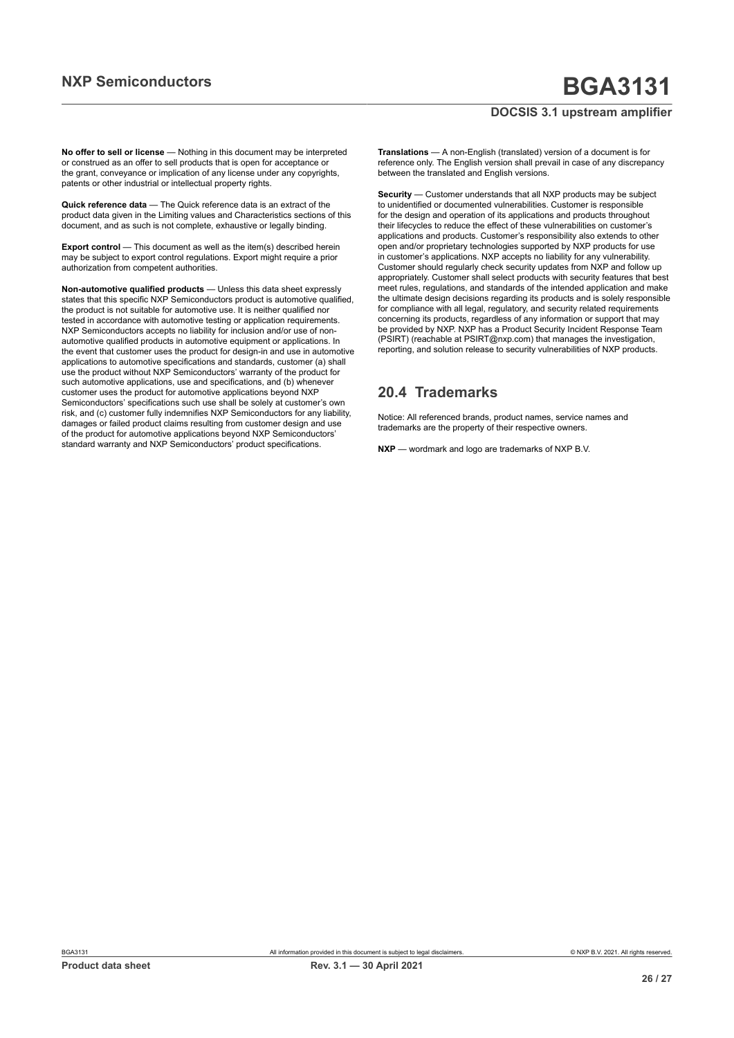**No offer to sell or license** — Nothing in this document may be interpreted or construed as an offer to sell products that is open for acceptance or the grant, conveyance or implication of any license under any copyrights, patents or other industrial or intellectual property rights.

**Quick reference data** — The Quick reference data is an extract of the product data given in the Limiting values and Characteristics sections of this document, and as such is not complete, exhaustive or legally binding.

**Export control** — This document as well as the item(s) described herein may be subject to export control regulations. Export might require a prior authorization from competent authorities.

**Non-automotive qualified products** — Unless this data sheet expressly states that this specific NXP Semiconductors product is automotive qualified, the product is not suitable for automotive use. It is neither qualified nor tested in accordance with automotive testing or application requirements. NXP Semiconductors accepts no liability for inclusion and/or use of non-automotive qualified products in automotive equipment or applications. In the event that customer uses the product for design-in and use in automotive applications to automotive specifications and standards, customer (a) shall use the product without NXP Semiconductors' warranty of the product for such automotive applications, use and specifications, and (b) whenever customer uses the product for automotive applications beyond NXP Semiconductors' specifications such use shall be solely at customer's own risk, and (c) customer fully indemnifies NXP Semiconductors for any liability, damages or failed product claims resulting from customer design and use of the product for automotive applications beyond NXP Semiconductors' standard warranty and NXP Semiconductors' product specifications.

**Translations** — A non-English (translated) version of a document is for reference only. The English version shall prevail in case of any discrepancy between the translated and English versions.

**Security** — Customer understands that all NXP products may be subject to unidentified or documented vulnerabilities. Customer is responsible for the design and operation of its applications and products throughout their lifecycles to reduce the effect of these vulnerabilities on customer's applications and products. Customer's responsibility also extends to other open and/or proprietary technologies supported by NXP products for use in customer's applications. NXP accepts no liability for any vulnerability. Customer should regularly check security updates from NXP and follow up appropriately. Customer shall select products with security features that best meet rules, regulations, and standards of the intended application and make the ultimate design decisions regarding its products and is solely responsible for compliance with all legal, regulatory, and security related requirements concerning its products, regardless of any information or support that may be provided by NXP. NXP has a Product Security Incident Response Team (PSIRT) (reachable at PSIRT@nxp.com) that manages the investigation, reporting, and solution release to security vulnerabilities of NXP products.

## 20.4 Trademarks

Notice: All referenced brands, product names, service names and trademarks are the property of their respective owners.

**NXP** — wordmark and logo are trademarks of NXP B.V.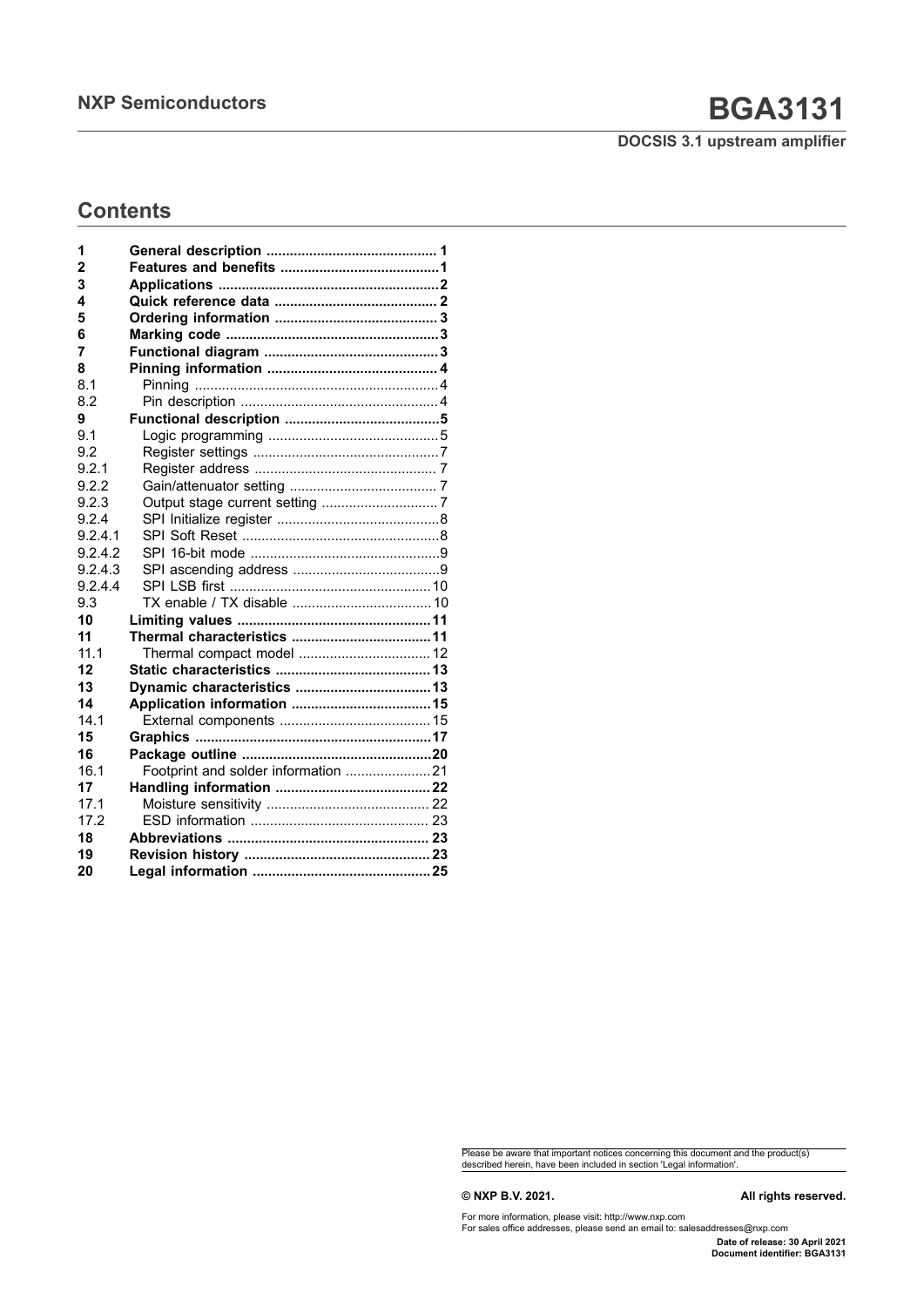## Contents

| | | |
|---|---|---|
| **1** | **General description** | **1** |
| **2** | **Features and benefits** | **1** |
| **3** | **Applications** | **2** |
| **4** | **Quick reference data** | **2** |
| **5** | **Ordering information** | **3** |
| **6** | **Marking code** | **3** |
| **7** | **Functional diagram** | **3** |
| **8** | **Pinning information** | **4** |
| 8.1 | Pinning | 4 |
| 8.2 | Pin description | 4 |
| **9** | **Functional description** | **5** |
| 9.1 | Logic programming | 5 |
| 9.2 | Register settings | 7 |
| 9.2.1 | Register address | 7 |
| 9.2.2 | Gain/attenuator setting | 7 |
| 9.2.3 | Output stage current setting | 7 |
| 9.2.4 | SPI Initialize register | 8 |
| 9.2.4.1 | SPI Soft Reset | 8 |
| 9.2.4.2 | SPI 16-bit mode | 9 |
| 9.2.4.3 | SPI ascending address | 9 |
| 9.2.4.4 | SPI LSB first | 10 |
| 9.3 | TX enable / TX disable | 10 |
| **10** | **Limiting values** | **11** |
| **11** | **Thermal characteristics** | **11** |
| 11.1 | Thermal compact model | 12 |
| **12** | **Static characteristics** | **13** |
| **13** | **Dynamic characteristics** | **13** |
| **14** | **Application information** | **15** |
| 14.1 | External components | 15 |
| **15** | **Graphics** | **17** |
| **16** | **Package outline** | **20** |
| 16.1 | Footprint and solder information | 21 |
| **17** | **Handling information** | **22** |
| 17.1 | Moisture sensitivity | 22 |
| 17.2 | ESD information | 23 |
| **18** | **Abbreviations** | **23** |
| **19** | **Revision history** | **23** |
| **20** | **Legal information** | **25** |

Please be aware that important notices concerning this document and the product(s) described herein, have been included in section 'Legal information'.

**© NXP B.V. 2021.** **All rights reserved.**

For more information, please visit: http://www.nxp.com
For sales office addresses, please send an email to: salesaddresses@nxp.com

**Date of release: 30 April 2021**
**Document identifier: BGA3131**